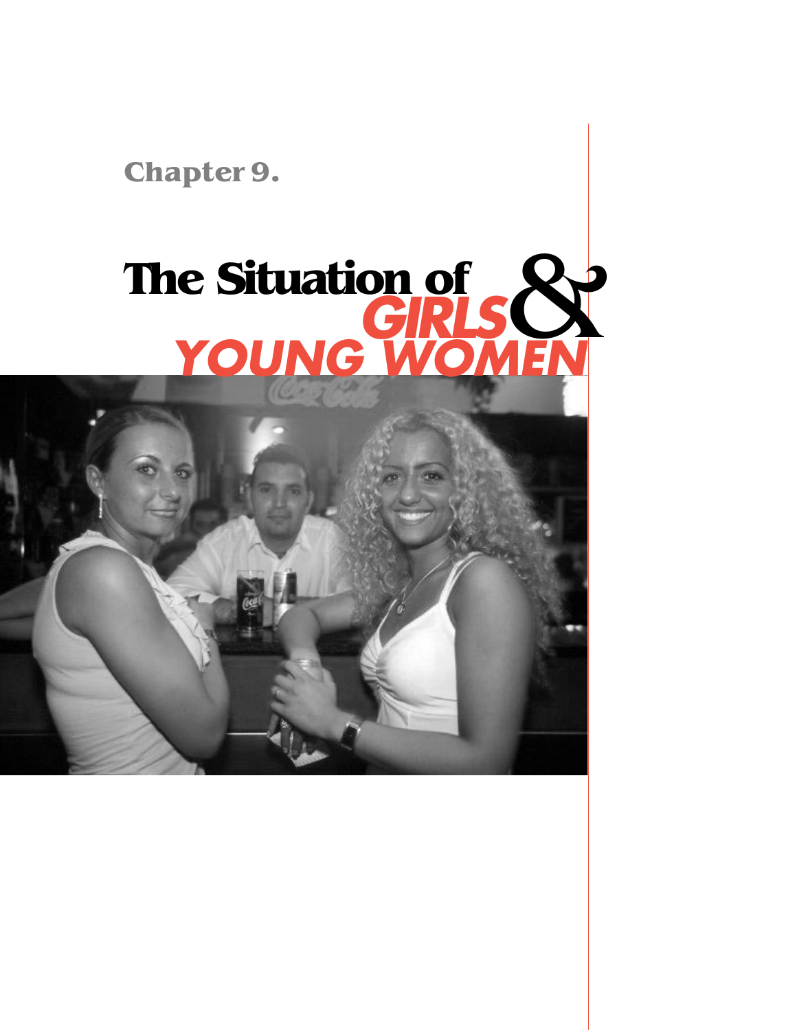Chapter 9.

# The Situation of GIRLS & YOUNG WOMEN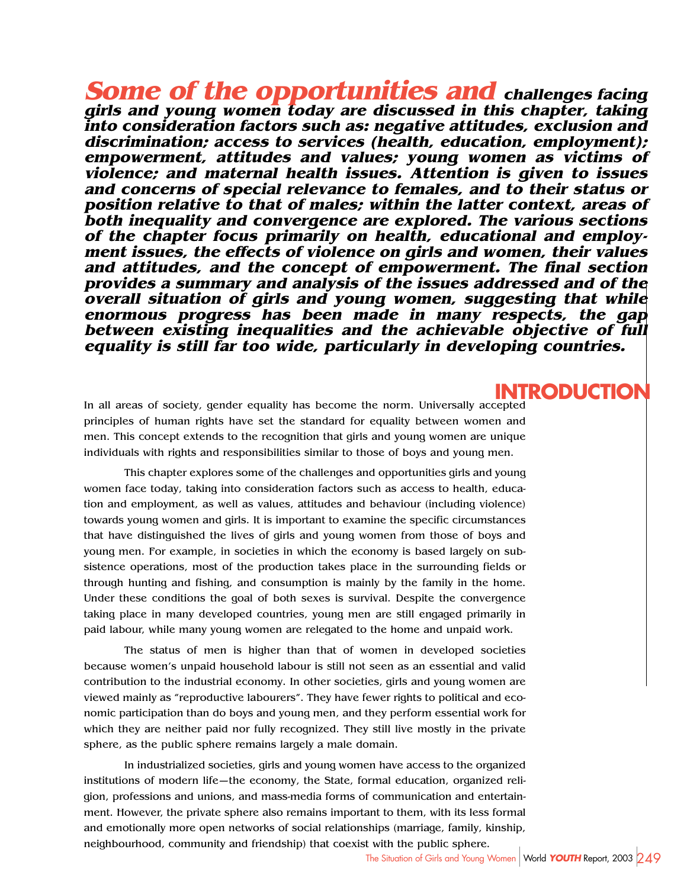**Some of the opportunities and *challenges facing girls and young women today are discussed in this chapter, taking into consideration factors such as: negative attitudes, exclusion and discrimination; access to services (health, education, employment); empowerment, attitudes and values; young women as victims of violence; and maternal health issues. Attention is given to issues and concerns of special relevance to females, and to their status or position relative to that of males; within the latter context, areas of both inequality and convergence are explored. The various sections of the chapter focus primarily on health, educational and employment issues, the effects of violence on girls and women, their values and attitudes, and the concept of empowerment. The final section provides a summary and analysis of the issues addressed and of the overall situation of girls and young women, suggesting that while enormous progress has been made in many respects, the gap between existing inequalities and the achievable objective of full equality is still far too wide, particularly in developing countries.***

## INTRODUCTION

In all areas of society, gender equality has become the norm. Universally accepted principles of human rights have set the standard for equality between women and men. This concept extends to the recognition that girls and young women are unique individuals with rights and responsibilities similar to those of boys and young men.

This chapter explores some of the challenges and opportunities girls and young women face today, taking into consideration factors such as access to health, education and employment, as well as values, attitudes and behaviour (including violence) towards young women and girls. It is important to examine the specific circumstances that have distinguished the lives of girls and young women from those of boys and young men. For example, in societies in which the economy is based largely on subsistence operations, most of the production takes place in the surrounding fields or through hunting and fishing, and consumption is mainly by the family in the home. Under these conditions the goal of both sexes is survival. Despite the convergence taking place in many developed countries, young men are still engaged primarily in paid labour, while many young women are relegated to the home and unpaid work.

The status of men is higher than that of women in developed societies because women's unpaid household labour is still not seen as an essential and valid contribution to the industrial economy. In other societies, girls and young women are viewed mainly as "reproductive labourers". They have fewer rights to political and economic participation than do boys and young men, and they perform essential work for which they are neither paid nor fully recognized. They still live mostly in the private sphere, as the public sphere remains largely a male domain.

In industrialized societies, girls and young women have access to the organized institutions of modern life—the economy, the State, formal education, organized religion, professions and unions, and mass-media forms of communication and entertainment. However, the private sphere also remains important to them, with its less formal and emotionally more open networks of social relationships (marriage, family, kinship, neighbourhood, community and friendship) that coexist with the public sphere.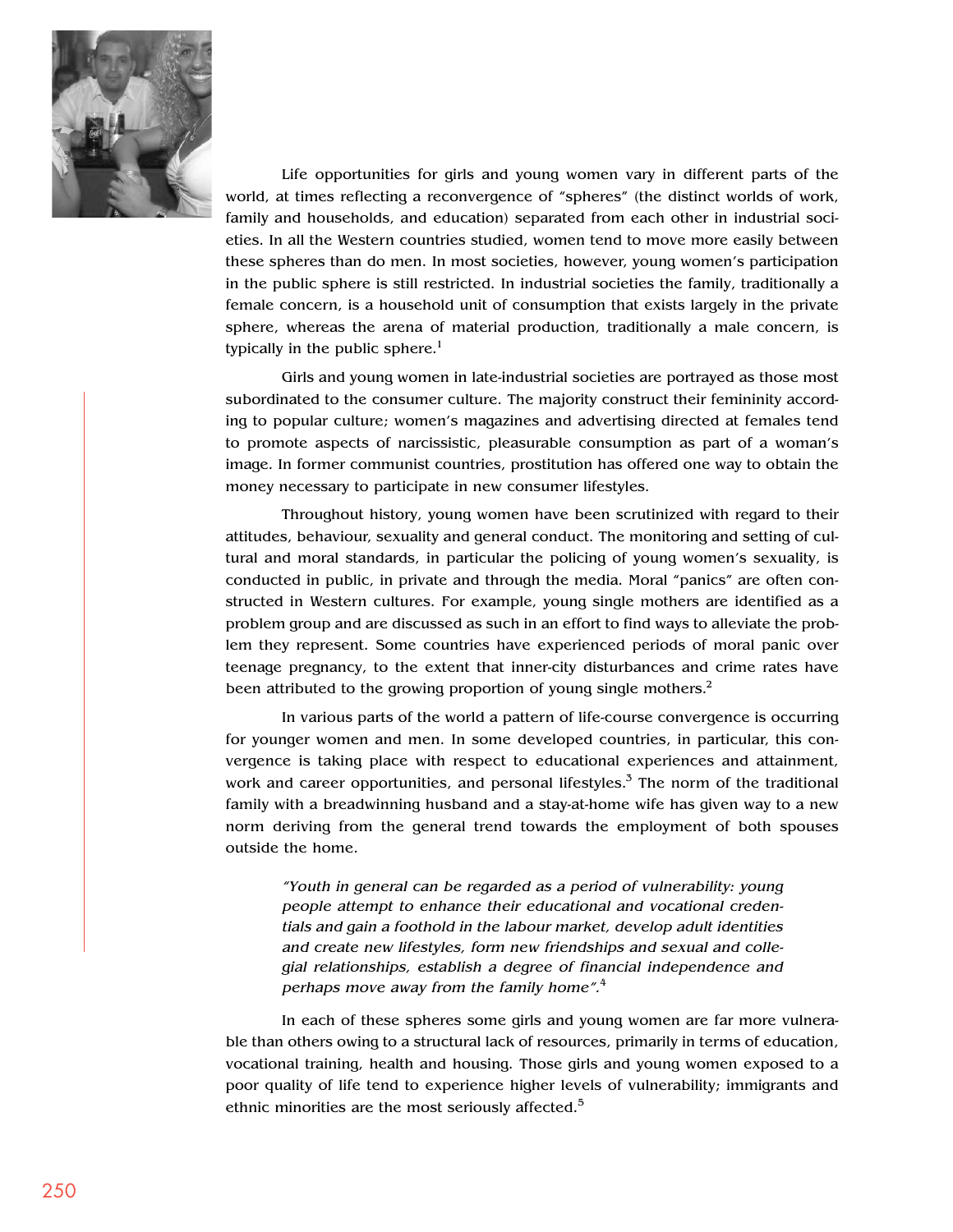Life opportunities for girls and young women vary in different parts of the world, at times reflecting a reconvergence of "spheres" (the distinct worlds of work, family and households, and education) separated from each other in industrial societies. In all the Western countries studied, women tend to move more easily between these spheres than do men. In most societies, however, young women's participation in the public sphere is still restricted. In industrial societies the family, traditionally a female concern, is a household unit of consumption that exists largely in the private sphere, whereas the arena of material production, traditionally a male concern, is typically in the public sphere.[1]

Girls and young women in late-industrial societies are portrayed as those most subordinated to the consumer culture. The majority construct their femininity according to popular culture; women's magazines and advertising directed at females tend to promote aspects of narcissistic, pleasurable consumption as part of a woman's image. In former communist countries, prostitution has offered one way to obtain the money necessary to participate in new consumer lifestyles.

Throughout history, young women have been scrutinized with regard to their attitudes, behaviour, sexuality and general conduct. The monitoring and setting of cultural and moral standards, in particular the policing of young women's sexuality, is conducted in public, in private and through the media. Moral "panics" are often constructed in Western cultures. For example, young single mothers are identified as a problem group and are discussed as such in an effort to find ways to alleviate the problem they represent. Some countries have experienced periods of moral panic over teenage pregnancy, to the extent that inner-city disturbances and crime rates have been attributed to the growing proportion of young single mothers.[2]

In various parts of the world a pattern of life-course convergence is occurring for younger women and men. In some developed countries, in particular, this convergence is taking place with respect to educational experiences and attainment, work and career opportunities, and personal lifestyles.[3] The norm of the traditional family with a breadwinning husband and a stay-at-home wife has given way to a new norm deriving from the general trend towards the employment of both spouses outside the home.

> *"Youth in general can be regarded as a period of vulnerability: young people attempt to enhance their educational and vocational credentials and gain a foothold in the labour market, develop adult identities and create new lifestyles, form new friendships and sexual and collegial relationships, establish a degree of financial independence and perhaps move away from the family home".*[4]

In each of these spheres some girls and young women are far more vulnerable than others owing to a structural lack of resources, primarily in terms of education, vocational training, health and housing. Those girls and young women exposed to a poor quality of life tend to experience higher levels of vulnerability; immigrants and ethnic minorities are the most seriously affected.[5]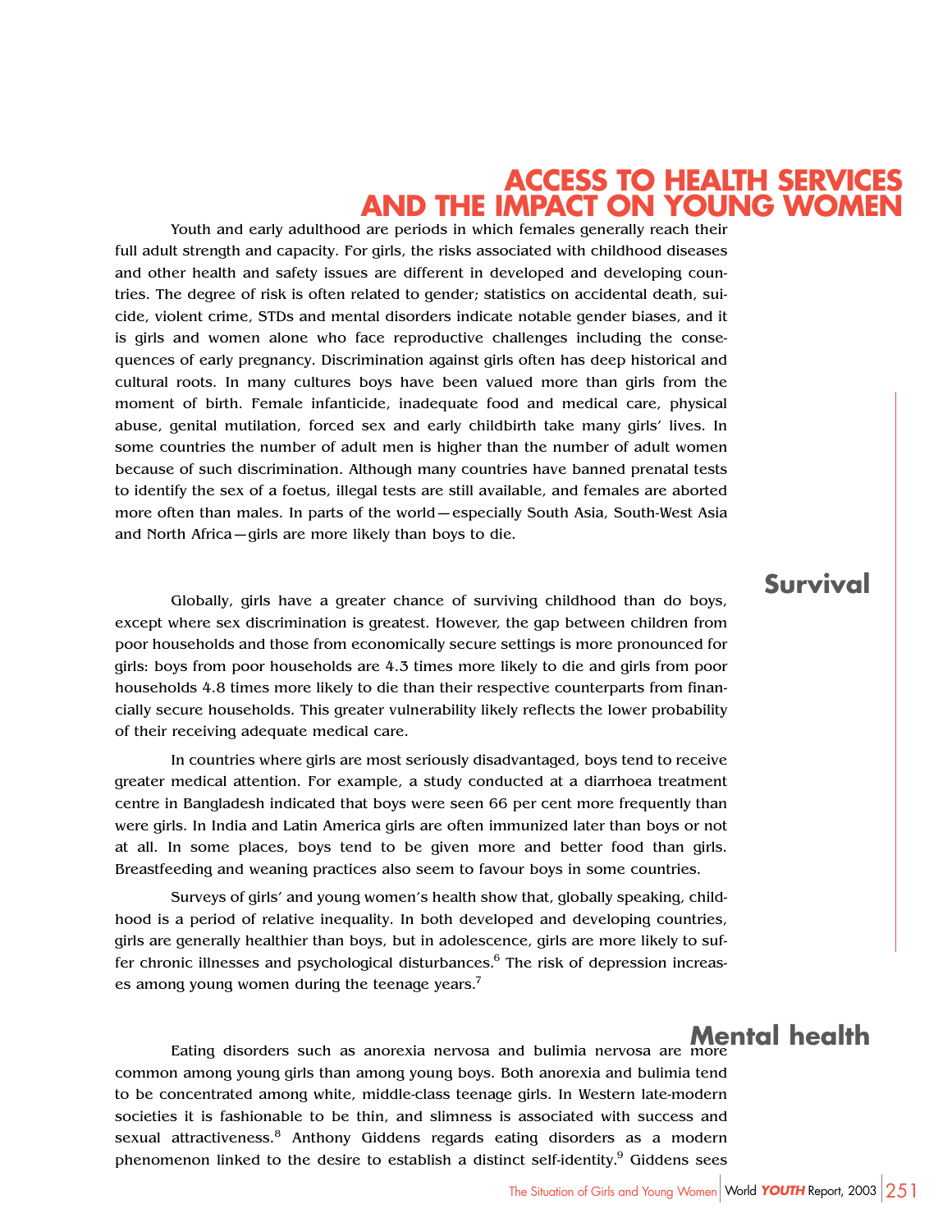# ACCESS TO HEALTH SERVICES AND THE IMPACT ON YOUNG WOMEN

Youth and early adulthood are periods in which females generally reach their full adult strength and capacity. For girls, the risks associated with childhood diseases and other health and safety issues are different in developed and developing countries. The degree of risk is often related to gender; statistics on accidental death, suicide, violent crime, STDs and mental disorders indicate notable gender biases, and it is girls and women alone who face reproductive challenges including the consequences of early pregnancy. Discrimination against girls often has deep historical and cultural roots. In many cultures boys have been valued more than girls from the moment of birth. Female infanticide, inadequate food and medical care, physical abuse, genital mutilation, forced sex and early childbirth take many girls' lives. In some countries the number of adult men is higher than the number of adult women because of such discrimination. Although many countries have banned prenatal tests to identify the sex of a foetus, illegal tests are still available, and females are aborted more often than males. In parts of the world—especially South Asia, South-West Asia and North Africa—girls are more likely than boys to die.

## Survival

Globally, girls have a greater chance of surviving childhood than do boys, except where sex discrimination is greatest. However, the gap between children from poor households and those from economically secure settings is more pronounced for girls: boys from poor households are 4.3 times more likely to die and girls from poor households 4.8 times more likely to die than their respective counterparts from financially secure households. This greater vulnerability likely reflects the lower probability of their receiving adequate medical care.

In countries where girls are most seriously disadvantaged, boys tend to receive greater medical attention. For example, a study conducted at a diarrhoea treatment centre in Bangladesh indicated that boys were seen 66 per cent more frequently than were girls. In India and Latin America girls are often immunized later than boys or not at all. In some places, boys tend to be given more and better food than girls. Breastfeeding and weaning practices also seem to favour boys in some countries.

Surveys of girls' and young women's health show that, globally speaking, childhood is a period of relative inequality. In both developed and developing countries, girls are generally healthier than boys, but in adolescence, girls are more likely to suffer chronic illnesses and psychological disturbances.[6] The risk of depression increases among young women during the teenage years.[7]

## Mental health

Eating disorders such as anorexia nervosa and bulimia nervosa are more common among young girls than among young boys. Both anorexia and bulimia tend to be concentrated among white, middle-class teenage girls. In Western late-modern societies it is fashionable to be thin, and slimness is associated with success and sexual attractiveness.[8] Anthony Giddens regards eating disorders as a modern phenomenon linked to the desire to establish a distinct self-identity.[9] Giddens sees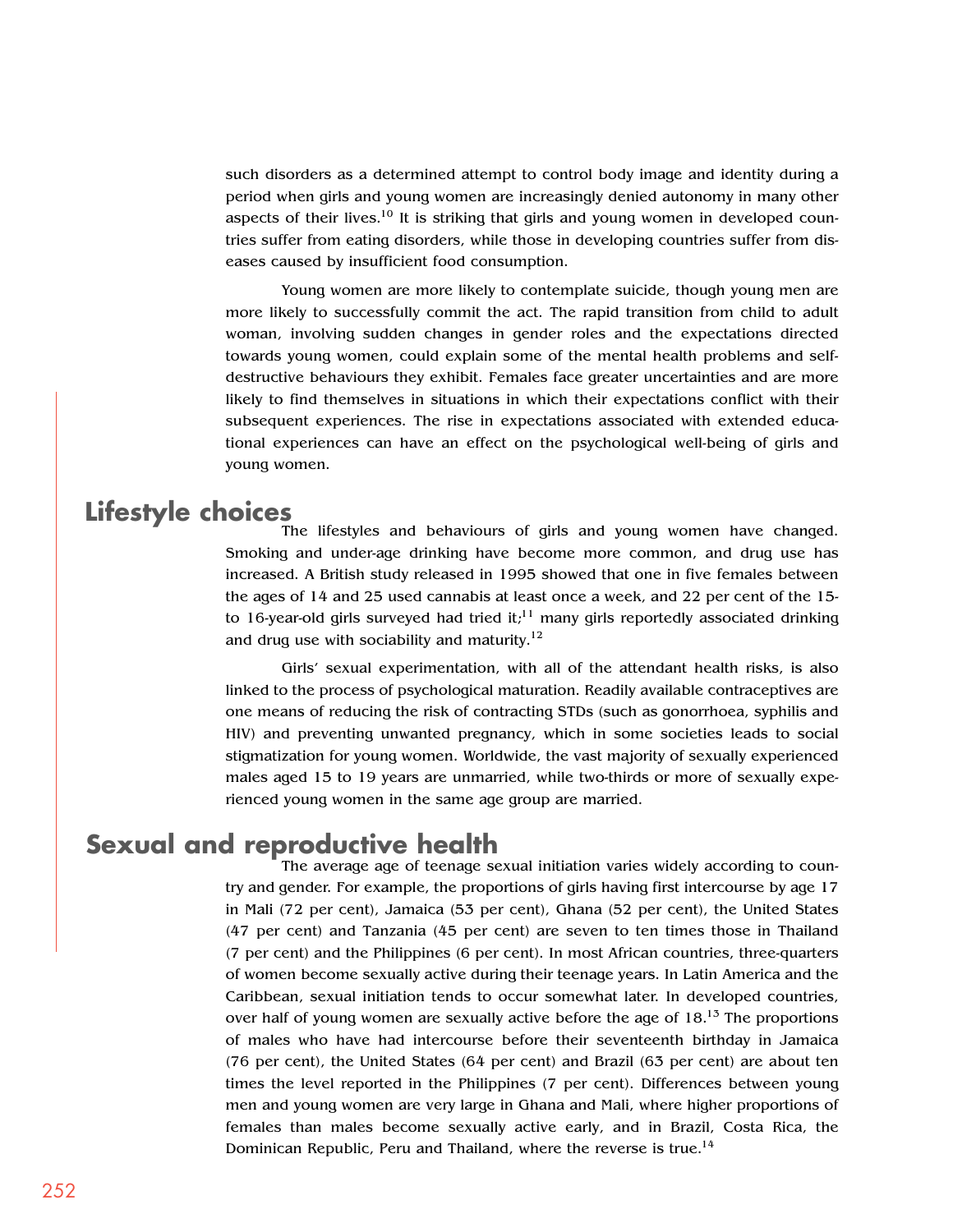such disorders as a determined attempt to control body image and identity during a period when girls and young women are increasingly denied autonomy in many other aspects of their lives.[10] It is striking that girls and young women in developed countries suffer from eating disorders, while those in developing countries suffer from diseases caused by insufficient food consumption.

Young women are more likely to contemplate suicide, though young men are more likely to successfully commit the act. The rapid transition from child to adult woman, involving sudden changes in gender roles and the expectations directed towards young women, could explain some of the mental health problems and self-destructive behaviours they exhibit. Females face greater uncertainties and are more likely to find themselves in situations in which their expectations conflict with their subsequent experiences. The rise in expectations associated with extended educational experiences can have an effect on the psychological well-being of girls and young women.

## Lifestyle choices

The lifestyles and behaviours of girls and young women have changed. Smoking and under-age drinking have become more common, and drug use has increased. A British study released in 1995 showed that one in five females between the ages of 14 and 25 used cannabis at least once a week, and 22 per cent of the 15- to 16-year-old girls surveyed had tried it;[11] many girls reportedly associated drinking and drug use with sociability and maturity.[12]

Girls' sexual experimentation, with all of the attendant health risks, is also linked to the process of psychological maturation. Readily available contraceptives are one means of reducing the risk of contracting STDs (such as gonorrhoea, syphilis and HIV) and preventing unwanted pregnancy, which in some societies leads to social stigmatization for young women. Worldwide, the vast majority of sexually experienced males aged 15 to 19 years are unmarried, while two-thirds or more of sexually experienced young women in the same age group are married.

## Sexual and reproductive health

The average age of teenage sexual initiation varies widely according to country and gender. For example, the proportions of girls having first intercourse by age 17 in Mali (72 per cent), Jamaica (53 per cent), Ghana (52 per cent), the United States (47 per cent) and Tanzania (45 per cent) are seven to ten times those in Thailand (7 per cent) and the Philippines (6 per cent). In most African countries, three-quarters of women become sexually active during their teenage years. In Latin America and the Caribbean, sexual initiation tends to occur somewhat later. In developed countries, over half of young women are sexually active before the age of 18.[13] The proportions of males who have had intercourse before their seventeenth birthday in Jamaica (76 per cent), the United States (64 per cent) and Brazil (63 per cent) are about ten times the level reported in the Philippines (7 per cent). Differences between young men and young women are very large in Ghana and Mali, where higher proportions of females than males become sexually active early, and in Brazil, Costa Rica, the Dominican Republic, Peru and Thailand, where the reverse is true.[14]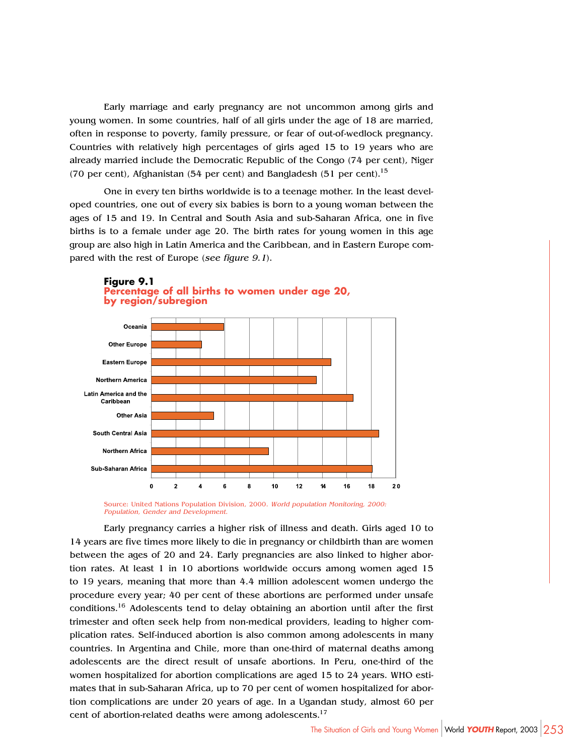Early marriage and early pregnancy are not uncommon among girls and young women. In some countries, half of all girls under the age of 18 are married, often in response to poverty, family pressure, or fear of out-of-wedlock pregnancy. Countries with relatively high percentages of girls aged 15 to 19 years who are already married include the Democratic Republic of the Congo (74 per cent), Niger (70 per cent), Afghanistan (54 per cent) and Bangladesh (51 per cent).[15]

One in every ten births worldwide is to a teenage mother. In the least developed countries, one out of every six babies is born to a young woman between the ages of 15 and 19. In Central and South Asia and sub-Saharan Africa, one in five births is to a female under age 20. The birth rates for young women in this age group are also high in Latin America and the Caribbean, and in Eastern Europe compared with the rest of Europe (*see figure 9.1*).

**Figure 9.1**
**Percentage of all births to women under age 20, by region/subregion**

Oceania
Other Europe
Eastern Europe
Northern America
Latin America and the Caribbean
Other Asia
South Central Asia
Northern Africa
Sub-Saharan Africa

0 2 4 6 8 10 12 14 16 18 20

Source: United Nations Population Division, 2000. *World population Monitoring, 2000: Population, Gender and Development.*

Early pregnancy carries a higher risk of illness and death. Girls aged 10 to 14 years are five times more likely to die in pregnancy or childbirth than are women between the ages of 20 and 24. Early pregnancies are also linked to higher abortion rates. At least 1 in 10 abortions worldwide occurs among women aged 15 to 19 years, meaning that more than 4.4 million adolescent women undergo the procedure every year; 40 per cent of these abortions are performed under unsafe conditions.[16] Adolescents tend to delay obtaining an abortion until after the first trimester and often seek help from non-medical providers, leading to higher complication rates. Self-induced abortion is also common among adolescents in many countries. In Argentina and Chile, more than one-third of maternal deaths among adolescents are the direct result of unsafe abortions. In Peru, one-third of the women hospitalized for abortion complications are aged 15 to 24 years. WHO estimates that in sub-Saharan Africa, up to 70 per cent of women hospitalized for abortion complications are under 20 years of age. In a Ugandan study, almost 60 per cent of abortion-related deaths were among adolescents.[17]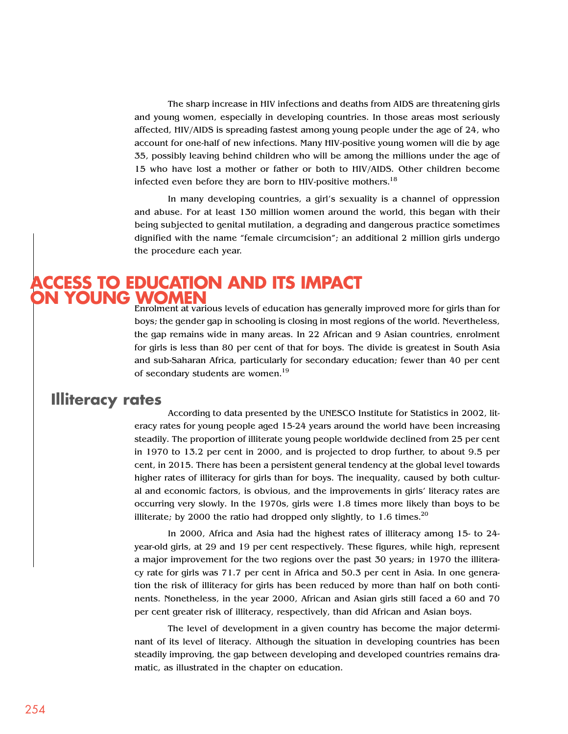The sharp increase in HIV infections and deaths from AIDS are threatening girls and young women, especially in developing countries. In those areas most seriously affected, HIV/AIDS is spreading fastest among young people under the age of 24, who account for one-half of new infections. Many HIV-positive young women will die by age 35, possibly leaving behind children who will be among the millions under the age of 15 who have lost a mother or father or both to HIV/AIDS. Other children become infected even before they are born to HIV-positive mothers.[18]

In many developing countries, a girl's sexuality is a channel of oppression and abuse. For at least 130 million women around the world, this began with their being subjected to genital mutilation, a degrading and dangerous practice sometimes dignified with the name "female circumcision"; an additional 2 million girls undergo the procedure each year.

# ACCESS TO EDUCATION AND ITS IMPACT ON YOUNG WOMEN

Enrolment at various levels of education has generally improved more for girls than for boys; the gender gap in schooling is closing in most regions of the world. Nevertheless, the gap remains wide in many areas. In 22 African and 9 Asian countries, enrolment for girls is less than 80 per cent of that for boys. The divide is greatest in South Asia and sub-Saharan Africa, particularly for secondary education; fewer than 40 per cent of secondary students are women.[19]

## Illiteracy rates

According to data presented by the UNESCO Institute for Statistics in 2002, literacy rates for young people aged 15-24 years around the world have been increasing steadily. The proportion of illiterate young people worldwide declined from 25 per cent in 1970 to 13.2 per cent in 2000, and is projected to drop further, to about 9.5 per cent, in 2015. There has been a persistent general tendency at the global level towards higher rates of illiteracy for girls than for boys. The inequality, caused by both cultural and economic factors, is obvious, and the improvements in girls' literacy rates are occurring very slowly. In the 1970s, girls were 1.8 times more likely than boys to be illiterate; by 2000 the ratio had dropped only slightly, to 1.6 times.[20]

In 2000, Africa and Asia had the highest rates of illiteracy among 15- to 24-year-old girls, at 29 and 19 per cent respectively. These figures, while high, represent a major improvement for the two regions over the past 30 years; in 1970 the illiteracy rate for girls was 71.7 per cent in Africa and 50.3 per cent in Asia. In one generation the risk of illiteracy for girls has been reduced by more than half on both continents. Nonetheless, in the year 2000, African and Asian girls still faced a 60 and 70 per cent greater risk of illiteracy, respectively, than did African and Asian boys.

The level of development in a given country has become the major determinant of its level of literacy. Although the situation in developing countries has been steadily improving, the gap between developing and developed countries remains dramatic, as illustrated in the chapter on education.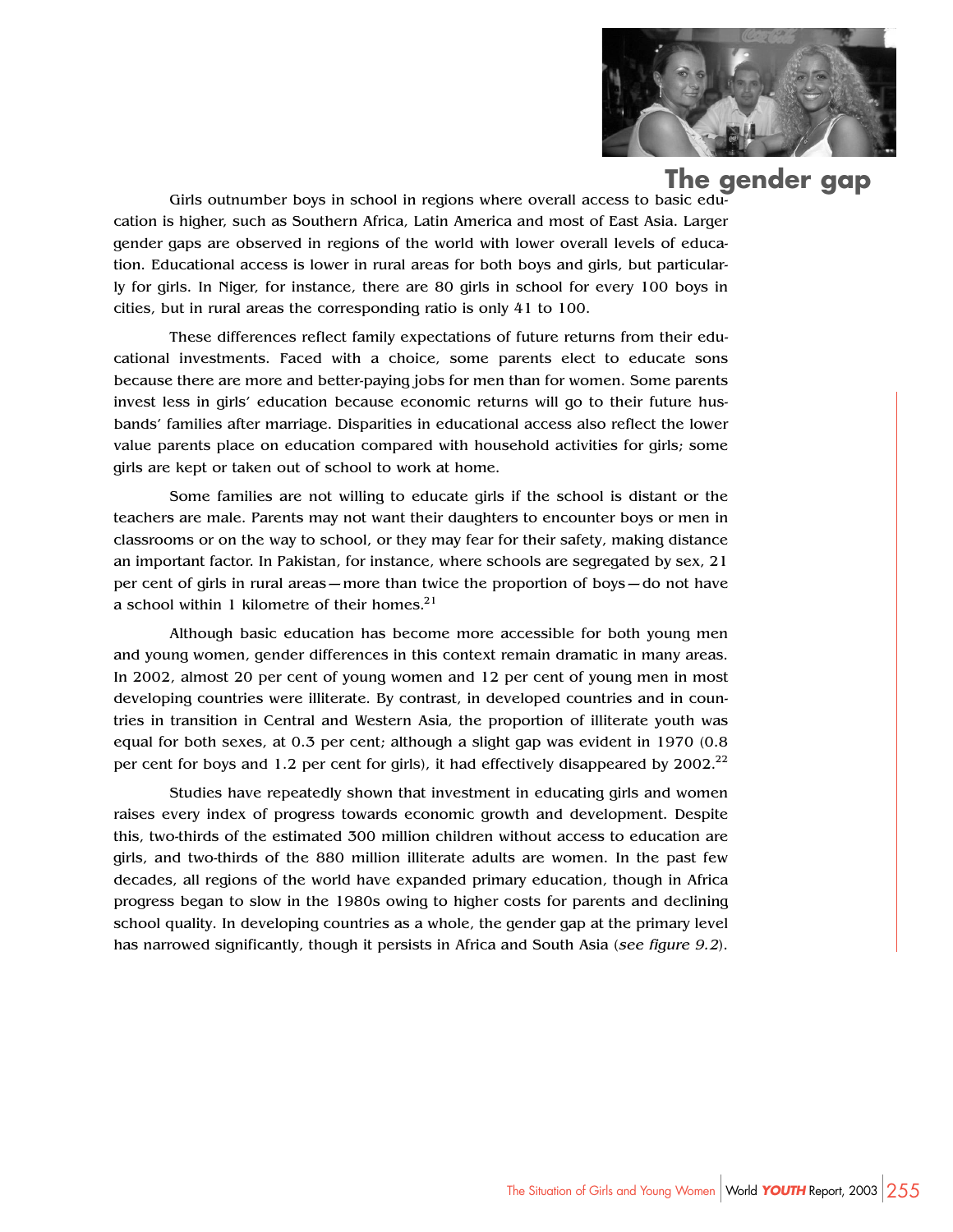## The gender gap

Girls outnumber boys in school in regions where overall access to basic education is higher, such as Southern Africa, Latin America and most of East Asia. Larger gender gaps are observed in regions of the world with lower overall levels of education. Educational access is lower in rural areas for both boys and girls, but particularly for girls. In Niger, for instance, there are 80 girls in school for every 100 boys in cities, but in rural areas the corresponding ratio is only 41 to 100.

These differences reflect family expectations of future returns from their educational investments. Faced with a choice, some parents elect to educate sons because there are more and better-paying jobs for men than for women. Some parents invest less in girls' education because economic returns will go to their future husbands' families after marriage. Disparities in educational access also reflect the lower value parents place on education compared with household activities for girls; some girls are kept or taken out of school to work at home.

Some families are not willing to educate girls if the school is distant or the teachers are male. Parents may not want their daughters to encounter boys or men in classrooms or on the way to school, or they may fear for their safety, making distance an important factor. In Pakistan, for instance, where schools are segregated by sex, 21 per cent of girls in rural areas—more than twice the proportion of boys—do not have a school within 1 kilometre of their homes.[21]

Although basic education has become more accessible for both young men and young women, gender differences in this context remain dramatic in many areas. In 2002, almost 20 per cent of young women and 12 per cent of young men in most developing countries were illiterate. By contrast, in developed countries and in countries in transition in Central and Western Asia, the proportion of illiterate youth was equal for both sexes, at 0.3 per cent; although a slight gap was evident in 1970 (0.8 per cent for boys and 1.2 per cent for girls), it had effectively disappeared by 2002.[22]

Studies have repeatedly shown that investment in educating girls and women raises every index of progress towards economic growth and development. Despite this, two-thirds of the estimated 300 million children without access to education are girls, and two-thirds of the 880 million illiterate adults are women. In the past few decades, all regions of the world have expanded primary education, though in Africa progress began to slow in the 1980s owing to higher costs for parents and declining school quality. In developing countries as a whole, the gender gap at the primary level has narrowed significantly, though it persists in Africa and South Asia (*see figure 9.2*).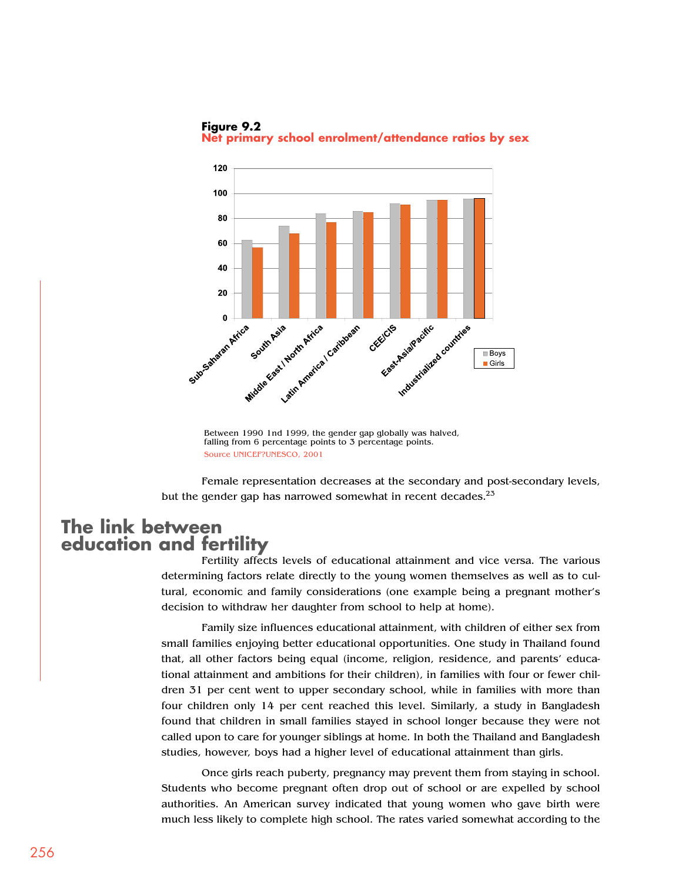**Figure 9.2**
**Net primary school enrolment/attendance ratios by sex**

Between 1990 1nd 1999, the gender gap globally was halved, falling from 6 percentage points to 3 percentage points.
Source UNICEF?UNESCO, 2001

Female representation decreases at the secondary and post-secondary levels, but the gender gap has narrowed somewhat in recent decades.[23]

## The link between education and fertility

Fertility affects levels of educational attainment and vice versa. The various determining factors relate directly to the young women themselves as well as to cultural, economic and family considerations (one example being a pregnant mother's decision to withdraw her daughter from school to help at home).

Family size influences educational attainment, with children of either sex from small families enjoying better educational opportunities. One study in Thailand found that, all other factors being equal (income, religion, residence, and parents' educational attainment and ambitions for their children), in families with four or fewer children 31 per cent went to upper secondary school, while in families with more than four children only 14 per cent reached this level. Similarly, a study in Bangladesh found that children in small families stayed in school longer because they were not called upon to care for younger siblings at home. In both the Thailand and Bangladesh studies, however, boys had a higher level of educational attainment than girls.

Once girls reach puberty, pregnancy may prevent them from staying in school. Students who become pregnant often drop out of school or are expelled by school authorities. An American survey indicated that young women who gave birth were much less likely to complete high school. The rates varied somewhat according to the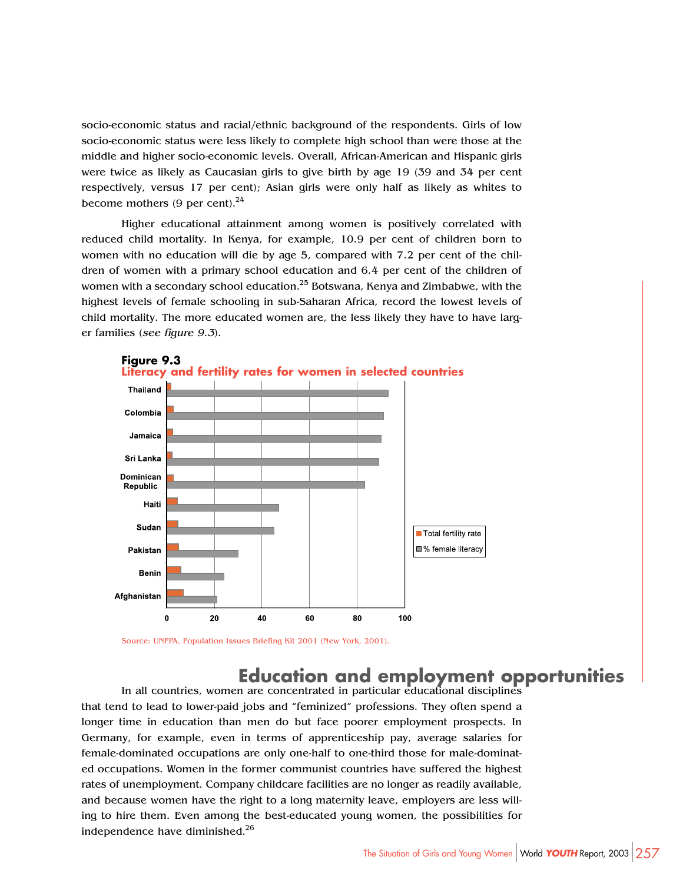socio-economic status and racial/ethnic background of the respondents. Girls of low socio-economic status were less likely to complete high school than were those at the middle and higher socio-economic levels. Overall, African-American and Hispanic girls were twice as likely as Caucasian girls to give birth by age 19 (39 and 34 per cent respectively, versus 17 per cent); Asian girls were only half as likely as whites to become mothers (9 per cent).[24]

Higher educational attainment among women is positively correlated with reduced child mortality. In Kenya, for example, 10.9 per cent of children born to women with no education will die by age 5, compared with 7.2 per cent of the children of women with a primary school education and 6.4 per cent of the children of women with a secondary school education.[25] Botswana, Kenya and Zimbabwe, with the highest levels of female schooling in sub-Saharan Africa, record the lowest levels of child mortality. The more educated women are, the less likely they have to have larger families (*see figure 9.3*).

**Figure 9.3**
**Literacy and fertility rates for women in selected countries**

Source: UNFPA, Population Issues Briefing Kit 2001 (New York, 2001).

## Education and employment opportunities

In all countries, women are concentrated in particular educational disciplines that tend to lead to lower-paid jobs and "feminized" professions. They often spend a longer time in education than men do but face poorer employment prospects. In Germany, for example, even in terms of apprenticeship pay, average salaries for female-dominated occupations are only one-half to one-third those for male-dominated occupations. Women in the former communist countries have suffered the highest rates of unemployment. Company childcare facilities are no longer as readily available, and because women have the right to a long maternity leave, employers are less willing to hire them. Even among the best-educated young women, the possibilities for independence have diminished.[26]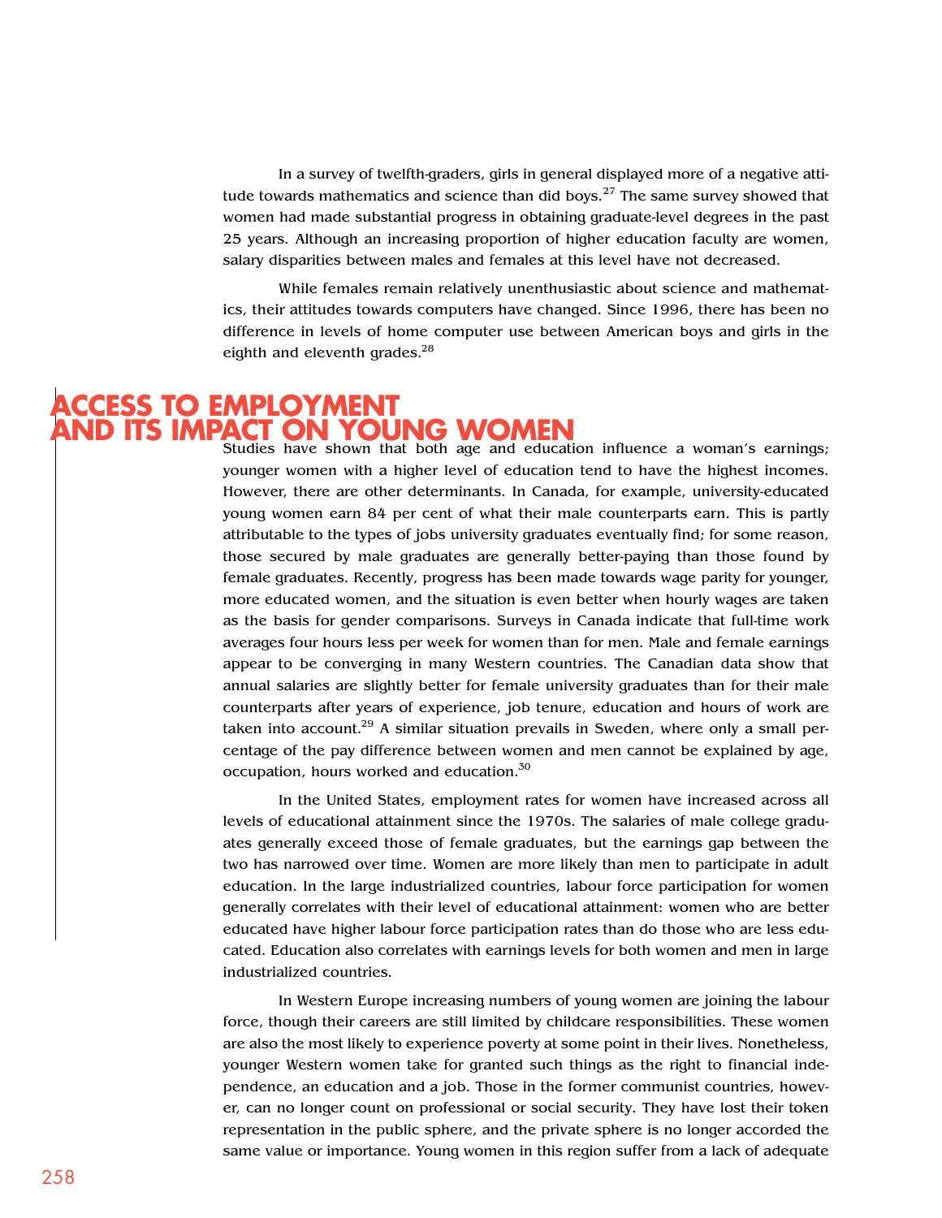In a survey of twelfth-graders, girls in general displayed more of a negative attitude towards mathematics and science than did boys.[27] The same survey showed that women had made substantial progress in obtaining graduate-level degrees in the past 25 years. Although an increasing proportion of higher education faculty are women, salary disparities between males and females at this level have not decreased.

While females remain relatively unenthusiastic about science and mathematics, their attitudes towards computers have changed. Since 1996, there has been no difference in levels of home computer use between American boys and girls in the eighth and eleventh grades.[28]

## ACCESS TO EMPLOYMENT AND ITS IMPACT ON YOUNG WOMEN

Studies have shown that both age and education influence a woman's earnings; younger women with a higher level of education tend to have the highest incomes. However, there are other determinants. In Canada, for example, university-educated young women earn 84 per cent of what their male counterparts earn. This is partly attributable to the types of jobs university graduates eventually find; for some reason, those secured by male graduates are generally better-paying than those found by female graduates. Recently, progress has been made towards wage parity for younger, more educated women, and the situation is even better when hourly wages are taken as the basis for gender comparisons. Surveys in Canada indicate that full-time work averages four hours less per week for women than for men. Male and female earnings appear to be converging in many Western countries. The Canadian data show that annual salaries are slightly better for female university graduates than for their male counterparts after years of experience, job tenure, education and hours of work are taken into account.[29] A similar situation prevails in Sweden, where only a small percentage of the pay difference between women and men cannot be explained by age, occupation, hours worked and education.[30]

In the United States, employment rates for women have increased across all levels of educational attainment since the 1970s. The salaries of male college graduates generally exceed those of female graduates, but the earnings gap between the two has narrowed over time. Women are more likely than men to participate in adult education. In the large industrialized countries, labour force participation for women generally correlates with their level of educational attainment: women who are better educated have higher labour force participation rates than do those who are less educated. Education also correlates with earnings levels for both women and men in large industrialized countries.

In Western Europe increasing numbers of young women are joining the labour force, though their careers are still limited by childcare responsibilities. These women are also the most likely to experience poverty at some point in their lives. Nonetheless, younger Western women take for granted such things as the right to financial independence, an education and a job. Those in the former communist countries, however, can no longer count on professional or social security. They have lost their token representation in the public sphere, and the private sphere is no longer accorded the same value or importance. Young women in this region suffer from a lack of adequate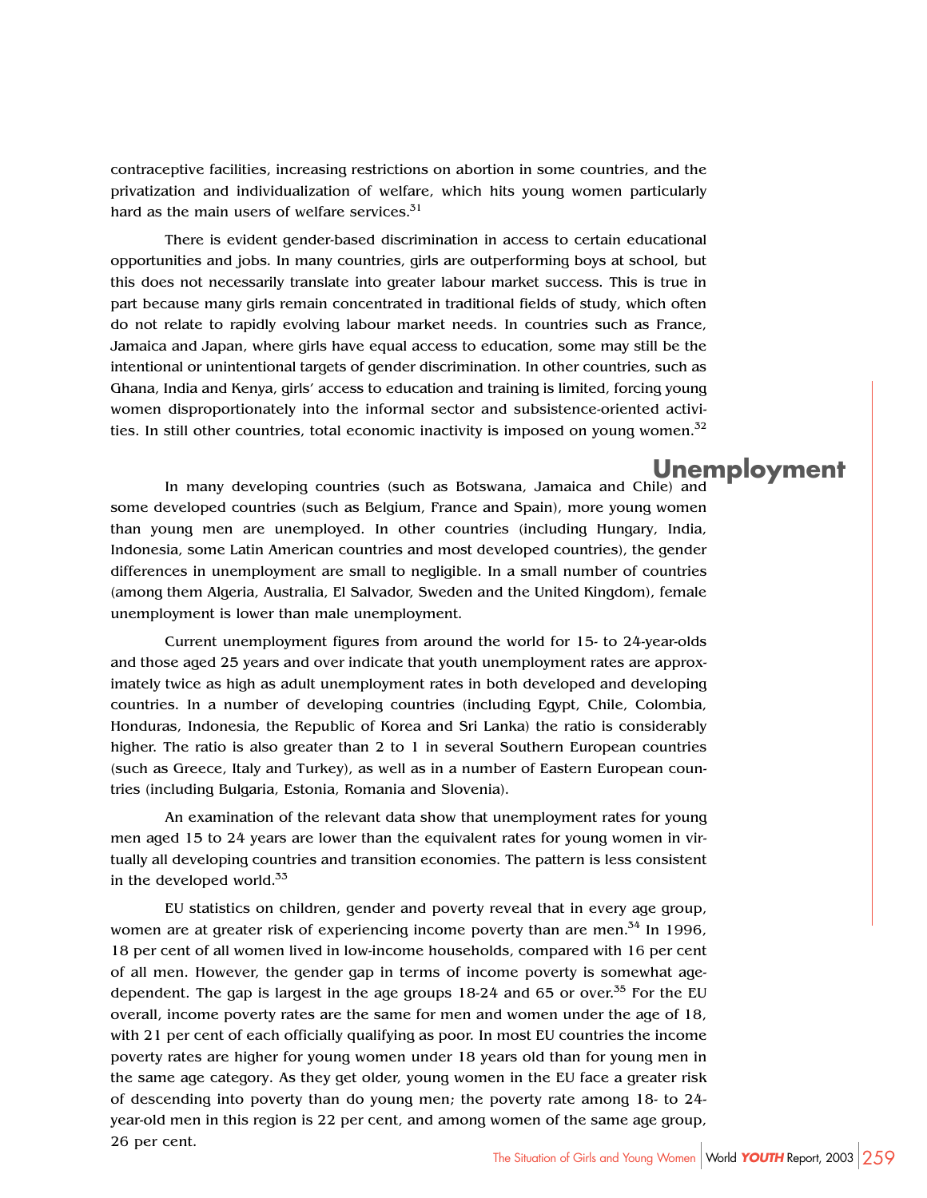contraceptive facilities, increasing restrictions on abortion in some countries, and the privatization and individualization of welfare, which hits young women particularly hard as the main users of welfare services.[31]

There is evident gender-based discrimination in access to certain educational opportunities and jobs. In many countries, girls are outperforming boys at school, but this does not necessarily translate into greater labour market success. This is true in part because many girls remain concentrated in traditional fields of study, which often do not relate to rapidly evolving labour market needs. In countries such as France, Jamaica and Japan, where girls have equal access to education, some may still be the intentional or unintentional targets of gender discrimination. In other countries, such as Ghana, India and Kenya, girls' access to education and training is limited, forcing young women disproportionately into the informal sector and subsistence-oriented activities. In still other countries, total economic inactivity is imposed on young women.[32]

## Unemployment

In many developing countries (such as Botswana, Jamaica and Chile) and some developed countries (such as Belgium, France and Spain), more young women than young men are unemployed. In other countries (including Hungary, India, Indonesia, some Latin American countries and most developed countries), the gender differences in unemployment are small to negligible. In a small number of countries (among them Algeria, Australia, El Salvador, Sweden and the United Kingdom), female unemployment is lower than male unemployment.

Current unemployment figures from around the world for 15- to 24-year-olds and those aged 25 years and over indicate that youth unemployment rates are approximately twice as high as adult unemployment rates in both developed and developing countries. In a number of developing countries (including Egypt, Chile, Colombia, Honduras, Indonesia, the Republic of Korea and Sri Lanka) the ratio is considerably higher. The ratio is also greater than 2 to 1 in several Southern European countries (such as Greece, Italy and Turkey), as well as in a number of Eastern European countries (including Bulgaria, Estonia, Romania and Slovenia).

An examination of the relevant data show that unemployment rates for young men aged 15 to 24 years are lower than the equivalent rates for young women in virtually all developing countries and transition economies. The pattern is less consistent in the developed world.[33]

EU statistics on children, gender and poverty reveal that in every age group, women are at greater risk of experiencing income poverty than are men.[34] In 1996, 18 per cent of all women lived in low-income households, compared with 16 per cent of all men. However, the gender gap in terms of income poverty is somewhat age-dependent. The gap is largest in the age groups 18-24 and 65 or over.[35] For the EU overall, income poverty rates are the same for men and women under the age of 18, with 21 per cent of each officially qualifying as poor. In most EU countries the income poverty rates are higher for young women under 18 years old than for young men in the same age category. As they get older, young women in the EU face a greater risk of descending into poverty than do young men; the poverty rate among 18- to 24-year-old men in this region is 22 per cent, and among women of the same age group, 26 per cent.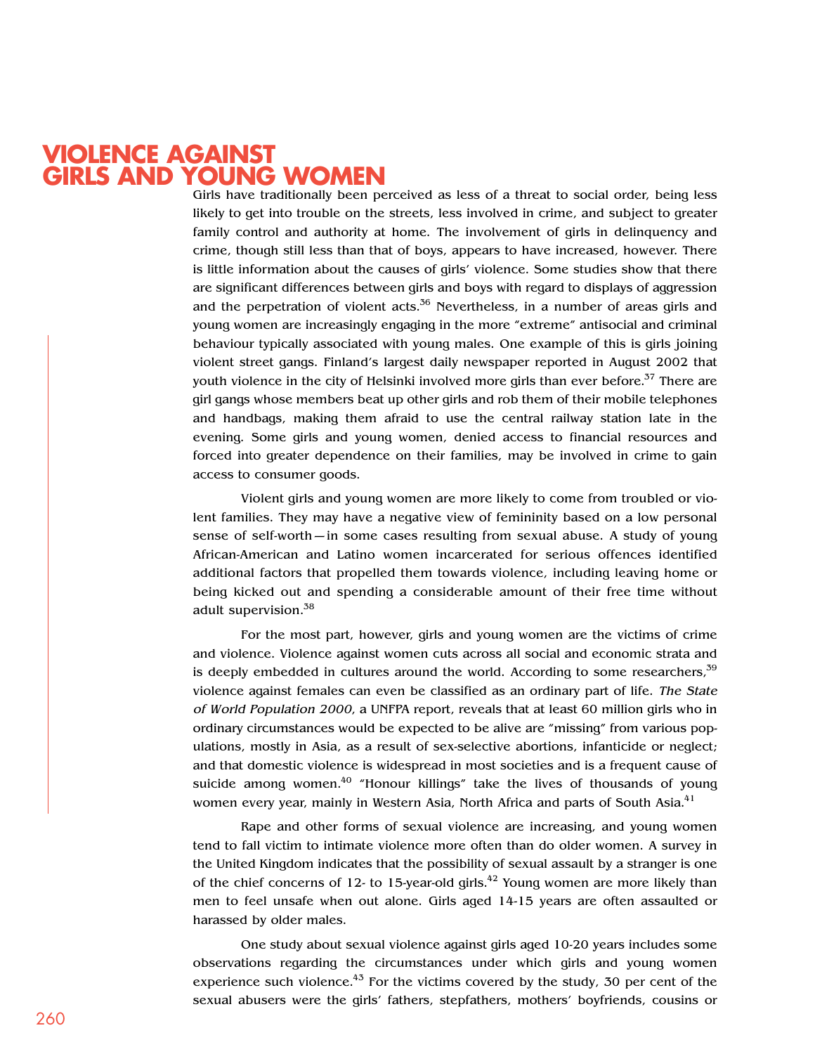# VIOLENCE AGAINST GIRLS AND YOUNG WOMEN

Girls have traditionally been perceived as less of a threat to social order, being less likely to get into trouble on the streets, less involved in crime, and subject to greater family control and authority at home. The involvement of girls in delinquency and crime, though still less than that of boys, appears to have increased, however. There is little information about the causes of girls' violence. Some studies show that there are significant differences between girls and boys with regard to displays of aggression and the perpetration of violent acts.[36] Nevertheless, in a number of areas girls and young women are increasingly engaging in the more "extreme" antisocial and criminal behaviour typically associated with young males. One example of this is girls joining violent street gangs. Finland's largest daily newspaper reported in August 2002 that youth violence in the city of Helsinki involved more girls than ever before.[37] There are girl gangs whose members beat up other girls and rob them of their mobile telephones and handbags, making them afraid to use the central railway station late in the evening. Some girls and young women, denied access to financial resources and forced into greater dependence on their families, may be involved in crime to gain access to consumer goods.

Violent girls and young women are more likely to come from troubled or violent families. They may have a negative view of femininity based on a low personal sense of self-worth—in some cases resulting from sexual abuse. A study of young African-American and Latino women incarcerated for serious offences identified additional factors that propelled them towards violence, including leaving home or being kicked out and spending a considerable amount of their free time without adult supervision.[38]

For the most part, however, girls and young women are the victims of crime and violence. Violence against women cuts across all social and economic strata and is deeply embedded in cultures around the world. According to some researchers,[39] violence against females can even be classified as an ordinary part of life. *The State of World Population 2000*, a UNFPA report, reveals that at least 60 million girls who in ordinary circumstances would be expected to be alive are "missing" from various populations, mostly in Asia, as a result of sex-selective abortions, infanticide or neglect; and that domestic violence is widespread in most societies and is a frequent cause of suicide among women.[40] "Honour killings" take the lives of thousands of young women every year, mainly in Western Asia, North Africa and parts of South Asia.[41]

Rape and other forms of sexual violence are increasing, and young women tend to fall victim to intimate violence more often than do older women. A survey in the United Kingdom indicates that the possibility of sexual assault by a stranger is one of the chief concerns of 12- to 15-year-old girls.[42] Young women are more likely than men to feel unsafe when out alone. Girls aged 14-15 years are often assaulted or harassed by older males.

One study about sexual violence against girls aged 10-20 years includes some observations regarding the circumstances under which girls and young women experience such violence.[43] For the victims covered by the study, 30 per cent of the sexual abusers were the girls' fathers, stepfathers, mothers' boyfriends, cousins or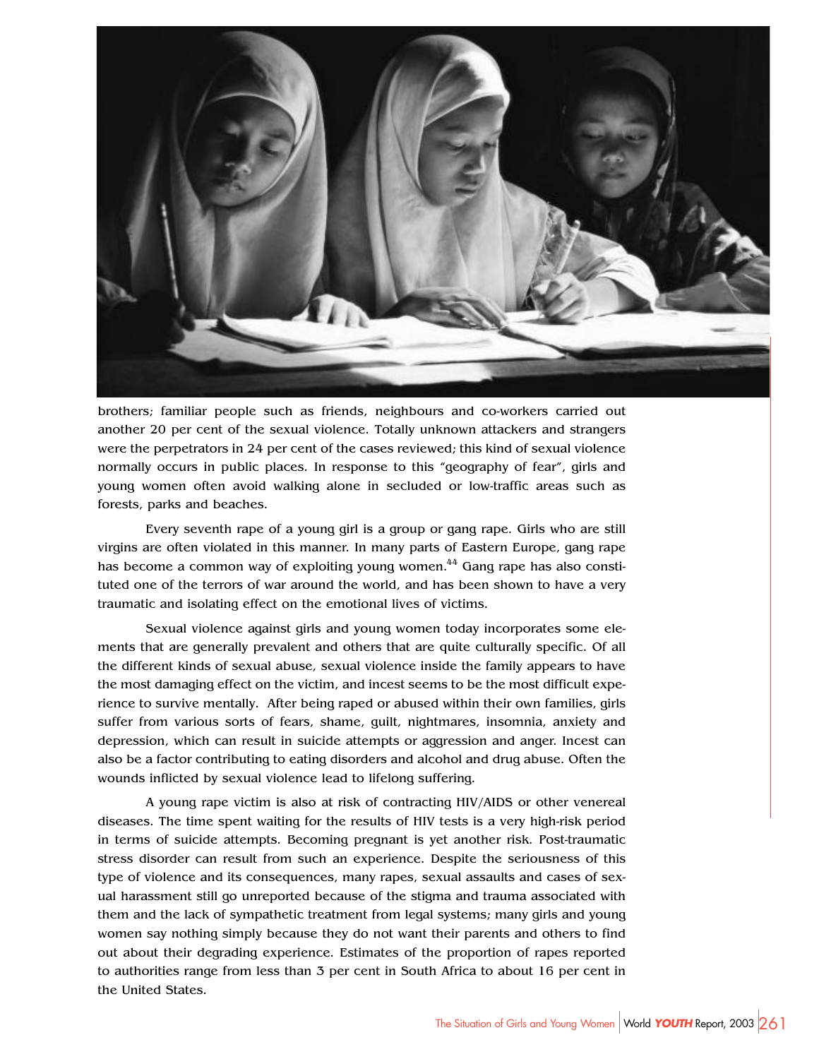brothers; familiar people such as friends, neighbours and co-workers carried out another 20 per cent of the sexual violence. Totally unknown attackers and strangers were the perpetrators in 24 per cent of the cases reviewed; this kind of sexual violence normally occurs in public places. In response to this "geography of fear", girls and young women often avoid walking alone in secluded or low-traffic areas such as forests, parks and beaches.

Every seventh rape of a young girl is a group or gang rape. Girls who are still virgins are often violated in this manner. In many parts of Eastern Europe, gang rape has become a common way of exploiting young women.[44] Gang rape has also constituted one of the terrors of war around the world, and has been shown to have a very traumatic and isolating effect on the emotional lives of victims.

Sexual violence against girls and young women today incorporates some elements that are generally prevalent and others that are quite culturally specific. Of all the different kinds of sexual abuse, sexual violence inside the family appears to have the most damaging effect on the victim, and incest seems to be the most difficult experience to survive mentally. After being raped or abused within their own families, girls suffer from various sorts of fears, shame, guilt, nightmares, insomnia, anxiety and depression, which can result in suicide attempts or aggression and anger. Incest can also be a factor contributing to eating disorders and alcohol and drug abuse. Often the wounds inflicted by sexual violence lead to lifelong suffering.

A young rape victim is also at risk of contracting HIV/AIDS or other venereal diseases. The time spent waiting for the results of HIV tests is a very high-risk period in terms of suicide attempts. Becoming pregnant is yet another risk. Post-traumatic stress disorder can result from such an experience. Despite the seriousness of this type of violence and its consequences, many rapes, sexual assaults and cases of sexual harassment still go unreported because of the stigma and trauma associated with them and the lack of sympathetic treatment from legal systems; many girls and young women say nothing simply because they do not want their parents and others to find out about their degrading experience. Estimates of the proportion of rapes reported to authorities range from less than 3 per cent in South Africa to about 16 per cent in the United States.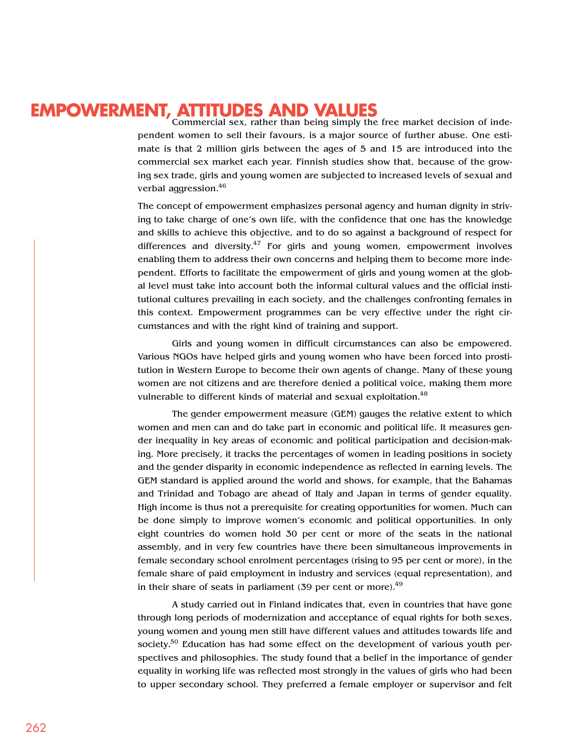# EMPOWERMENT, ATTITUDES AND VALUES

Commercial sex, rather than being simply the free market decision of independent women to sell their favours, is a major source of further abuse. One estimate is that 2 million girls between the ages of 5 and 15 are introduced into the commercial sex market each year. Finnish studies show that, because of the growing sex trade, girls and young women are subjected to increased levels of sexual and verbal aggression.[46]

The concept of empowerment emphasizes personal agency and human dignity in striving to take charge of one's own life, with the confidence that one has the knowledge and skills to achieve this objective, and to do so against a background of respect for differences and diversity.[47] For girls and young women, empowerment involves enabling them to address their own concerns and helping them to become more independent. Efforts to facilitate the empowerment of girls and young women at the global level must take into account both the informal cultural values and the official institutional cultures prevailing in each society, and the challenges confronting females in this context. Empowerment programmes can be very effective under the right circumstances and with the right kind of training and support.

Girls and young women in difficult circumstances can also be empowered. Various NGOs have helped girls and young women who have been forced into prostitution in Western Europe to become their own agents of change. Many of these young women are not citizens and are therefore denied a political voice, making them more vulnerable to different kinds of material and sexual exploitation.[48]

The gender empowerment measure (GEM) gauges the relative extent to which women and men can and do take part in economic and political life. It measures gender inequality in key areas of economic and political participation and decision-making. More precisely, it tracks the percentages of women in leading positions in society and the gender disparity in economic independence as reflected in earning levels. The GEM standard is applied around the world and shows, for example, that the Bahamas and Trinidad and Tobago are ahead of Italy and Japan in terms of gender equality. High income is thus not a prerequisite for creating opportunities for women. Much can be done simply to improve women's economic and political opportunities. In only eight countries do women hold 30 per cent or more of the seats in the national assembly, and in very few countries have there been simultaneous improvements in female secondary school enrolment percentages (rising to 95 per cent or more), in the female share of paid employment in industry and services (equal representation), and in their share of seats in parliament (39 per cent or more).[49]

A study carried out in Finland indicates that, even in countries that have gone through long periods of modernization and acceptance of equal rights for both sexes, young women and young men still have different values and attitudes towards life and society.[50] Education has had some effect on the development of various youth perspectives and philosophies. The study found that a belief in the importance of gender equality in working life was reflected most strongly in the values of girls who had been to upper secondary school. They preferred a female employer or supervisor and felt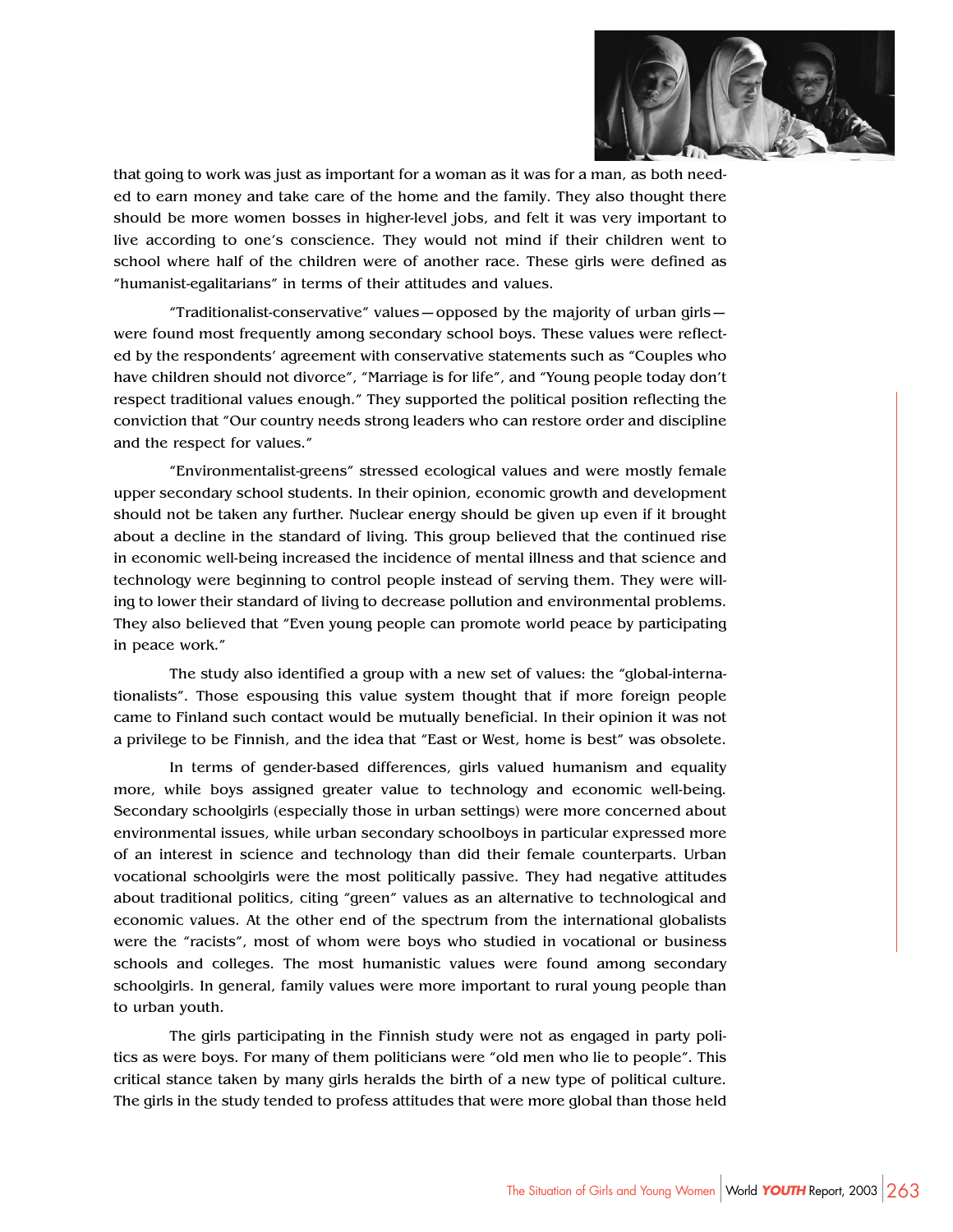that going to work was just as important for a woman as it was for a man, as both needed to earn money and take care of the home and the family. They also thought there should be more women bosses in higher-level jobs, and felt it was very important to live according to one's conscience. They would not mind if their children went to school where half of the children were of another race. These girls were defined as "humanist-egalitarians" in terms of their attitudes and values.

"Traditionalist-conservative" values—opposed by the majority of urban girls—were found most frequently among secondary school boys. These values were reflected by the respondents' agreement with conservative statements such as "Couples who have children should not divorce", "Marriage is for life", and "Young people today don't respect traditional values enough." They supported the political position reflecting the conviction that "Our country needs strong leaders who can restore order and discipline and the respect for values."

"Environmentalist-greens" stressed ecological values and were mostly female upper secondary school students. In their opinion, economic growth and development should not be taken any further. Nuclear energy should be given up even if it brought about a decline in the standard of living. This group believed that the continued rise in economic well-being increased the incidence of mental illness and that science and technology were beginning to control people instead of serving them. They were willing to lower their standard of living to decrease pollution and environmental problems. They also believed that "Even young people can promote world peace by participating in peace work."

The study also identified a group with a new set of values: the "global-internationalists". Those espousing this value system thought that if more foreign people came to Finland such contact would be mutually beneficial. In their opinion it was not a privilege to be Finnish, and the idea that "East or West, home is best" was obsolete.

In terms of gender-based differences, girls valued humanism and equality more, while boys assigned greater value to technology and economic well-being. Secondary schoolgirls (especially those in urban settings) were more concerned about environmental issues, while urban secondary schoolboys in particular expressed more of an interest in science and technology than did their female counterparts. Urban vocational schoolgirls were the most politically passive. They had negative attitudes about traditional politics, citing "green" values as an alternative to technological and economic values. At the other end of the spectrum from the international globalists were the "racists", most of whom were boys who studied in vocational or business schools and colleges. The most humanistic values were found among secondary schoolgirls. In general, family values were more important to rural young people than to urban youth.

The girls participating in the Finnish study were not as engaged in party politics as were boys. For many of them politicians were "old men who lie to people". This critical stance taken by many girls heralds the birth of a new type of political culture. The girls in the study tended to profess attitudes that were more global than those held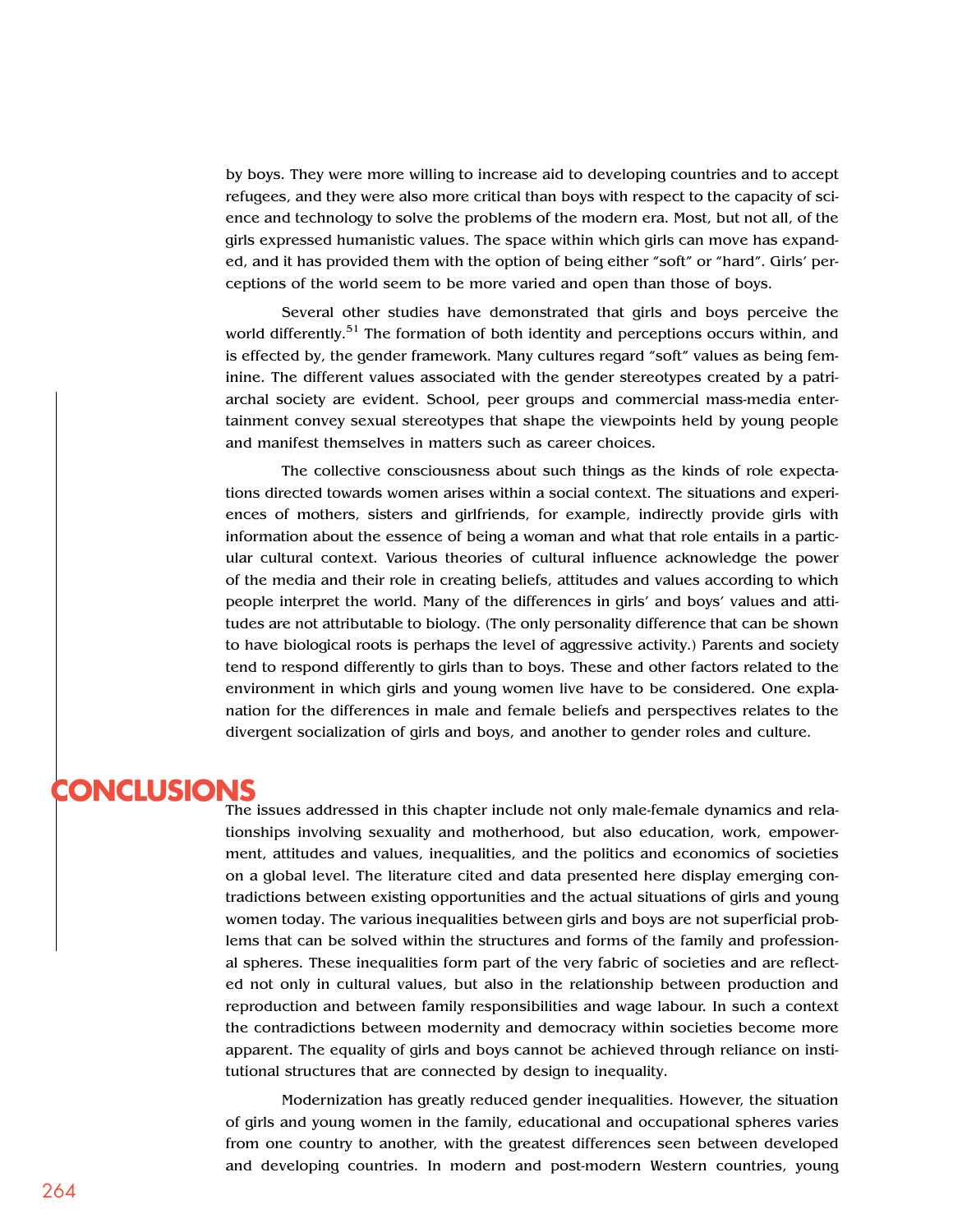by boys. They were more willing to increase aid to developing countries and to accept refugees, and they were also more critical than boys with respect to the capacity of science and technology to solve the problems of the modern era. Most, but not all, of the girls expressed humanistic values. The space within which girls can move has expanded, and it has provided them with the option of being either "soft" or "hard". Girls' perceptions of the world seem to be more varied and open than those of boys.

Several other studies have demonstrated that girls and boys perceive the world differently.[51] The formation of both identity and perceptions occurs within, and is effected by, the gender framework. Many cultures regard "soft" values as being feminine. The different values associated with the gender stereotypes created by a patriarchal society are evident. School, peer groups and commercial mass-media entertainment convey sexual stereotypes that shape the viewpoints held by young people and manifest themselves in matters such as career choices.

The collective consciousness about such things as the kinds of role expectations directed towards women arises within a social context. The situations and experiences of mothers, sisters and girlfriends, for example, indirectly provide girls with information about the essence of being a woman and what that role entails in a particular cultural context. Various theories of cultural influence acknowledge the power of the media and their role in creating beliefs, attitudes and values according to which people interpret the world. Many of the differences in girls' and boys' values and attitudes are not attributable to biology. (The only personality difference that can be shown to have biological roots is perhaps the level of aggressive activity.) Parents and society tend to respond differently to girls than to boys. These and other factors related to the environment in which girls and young women live have to be considered. One explanation for the differences in male and female beliefs and perspectives relates to the divergent socialization of girls and boys, and another to gender roles and culture.

## CONCLUSIONS

The issues addressed in this chapter include not only male-female dynamics and relationships involving sexuality and motherhood, but also education, work, empowerment, attitudes and values, inequalities, and the politics and economics of societies on a global level. The literature cited and data presented here display emerging contradictions between existing opportunities and the actual situations of girls and young women today. The various inequalities between girls and boys are not superficial problems that can be solved within the structures and forms of the family and professional spheres. These inequalities form part of the very fabric of societies and are reflected not only in cultural values, but also in the relationship between production and reproduction and between family responsibilities and wage labour. In such a context the contradictions between modernity and democracy within societies become more apparent. The equality of girls and boys cannot be achieved through reliance on institutional structures that are connected by design to inequality.

Modernization has greatly reduced gender inequalities. However, the situation of girls and young women in the family, educational and occupational spheres varies from one country to another, with the greatest differences seen between developed and developing countries. In modern and post-modern Western countries, young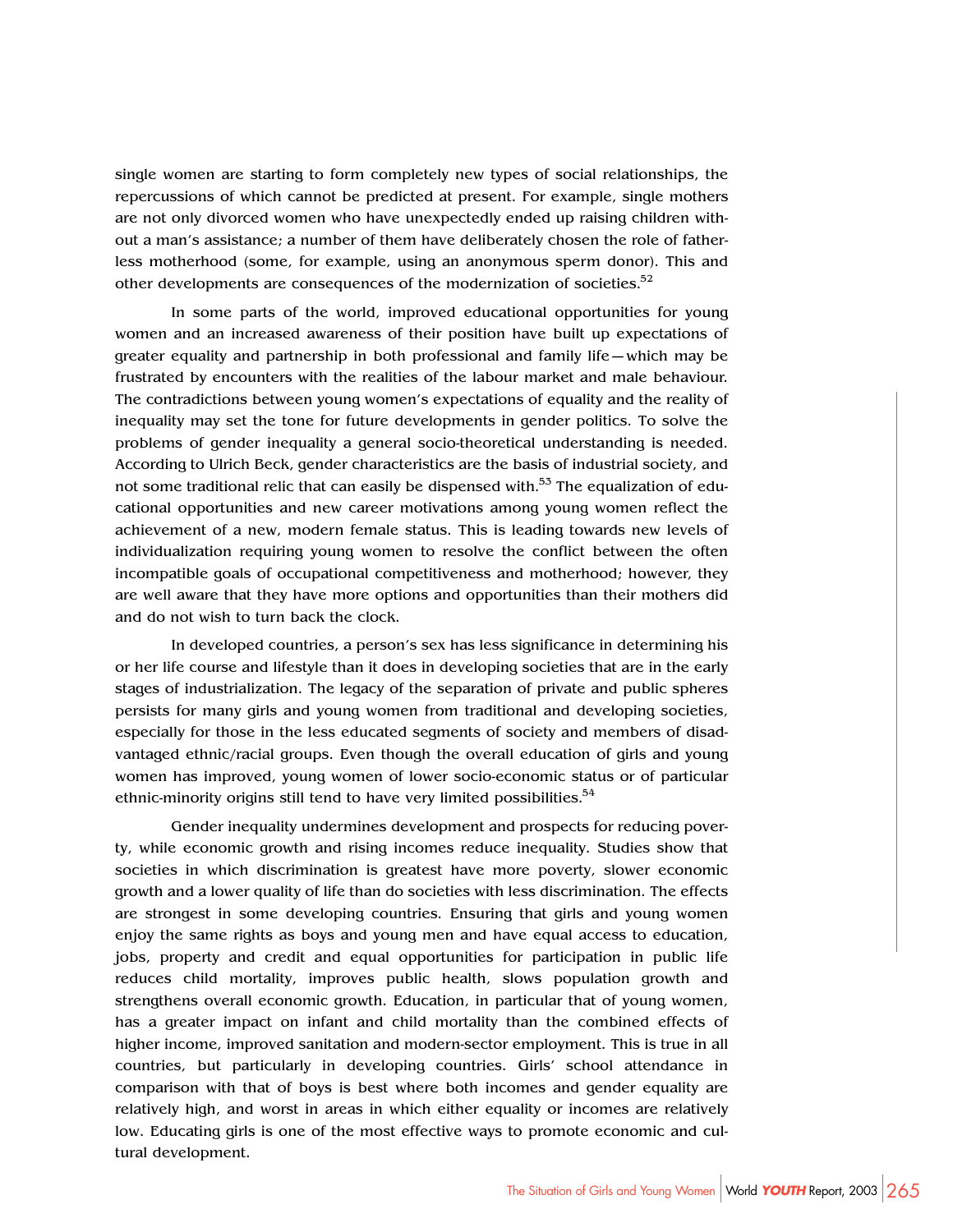single women are starting to form completely new types of social relationships, the repercussions of which cannot be predicted at present. For example, single mothers are not only divorced women who have unexpectedly ended up raising children without a man's assistance; a number of them have deliberately chosen the role of fatherless motherhood (some, for example, using an anonymous sperm donor). This and other developments are consequences of the modernization of societies.[52]

In some parts of the world, improved educational opportunities for young women and an increased awareness of their position have built up expectations of greater equality and partnership in both professional and family life—which may be frustrated by encounters with the realities of the labour market and male behaviour. The contradictions between young women's expectations of equality and the reality of inequality may set the tone for future developments in gender politics. To solve the problems of gender inequality a general socio-theoretical understanding is needed. According to Ulrich Beck, gender characteristics are the basis of industrial society, and not some traditional relic that can easily be dispensed with.[53] The equalization of educational opportunities and new career motivations among young women reflect the achievement of a new, modern female status. This is leading towards new levels of individualization requiring young women to resolve the conflict between the often incompatible goals of occupational competitiveness and motherhood; however, they are well aware that they have more options and opportunities than their mothers did and do not wish to turn back the clock.

In developed countries, a person's sex has less significance in determining his or her life course and lifestyle than it does in developing societies that are in the early stages of industrialization. The legacy of the separation of private and public spheres persists for many girls and young women from traditional and developing societies, especially for those in the less educated segments of society and members of disadvantaged ethnic/racial groups. Even though the overall education of girls and young women has improved, young women of lower socio-economic status or of particular ethnic-minority origins still tend to have very limited possibilities.[54]

Gender inequality undermines development and prospects for reducing poverty, while economic growth and rising incomes reduce inequality. Studies show that societies in which discrimination is greatest have more poverty, slower economic growth and a lower quality of life than do societies with less discrimination. The effects are strongest in some developing countries. Ensuring that girls and young women enjoy the same rights as boys and young men and have equal access to education, jobs, property and credit and equal opportunities for participation in public life reduces child mortality, improves public health, slows population growth and strengthens overall economic growth. Education, in particular that of young women, has a greater impact on infant and child mortality than the combined effects of higher income, improved sanitation and modern-sector employment. This is true in all countries, but particularly in developing countries. Girls' school attendance in comparison with that of boys is best where both incomes and gender equality are relatively high, and worst in areas in which either equality or incomes are relatively low. Educating girls is one of the most effective ways to promote economic and cultural development.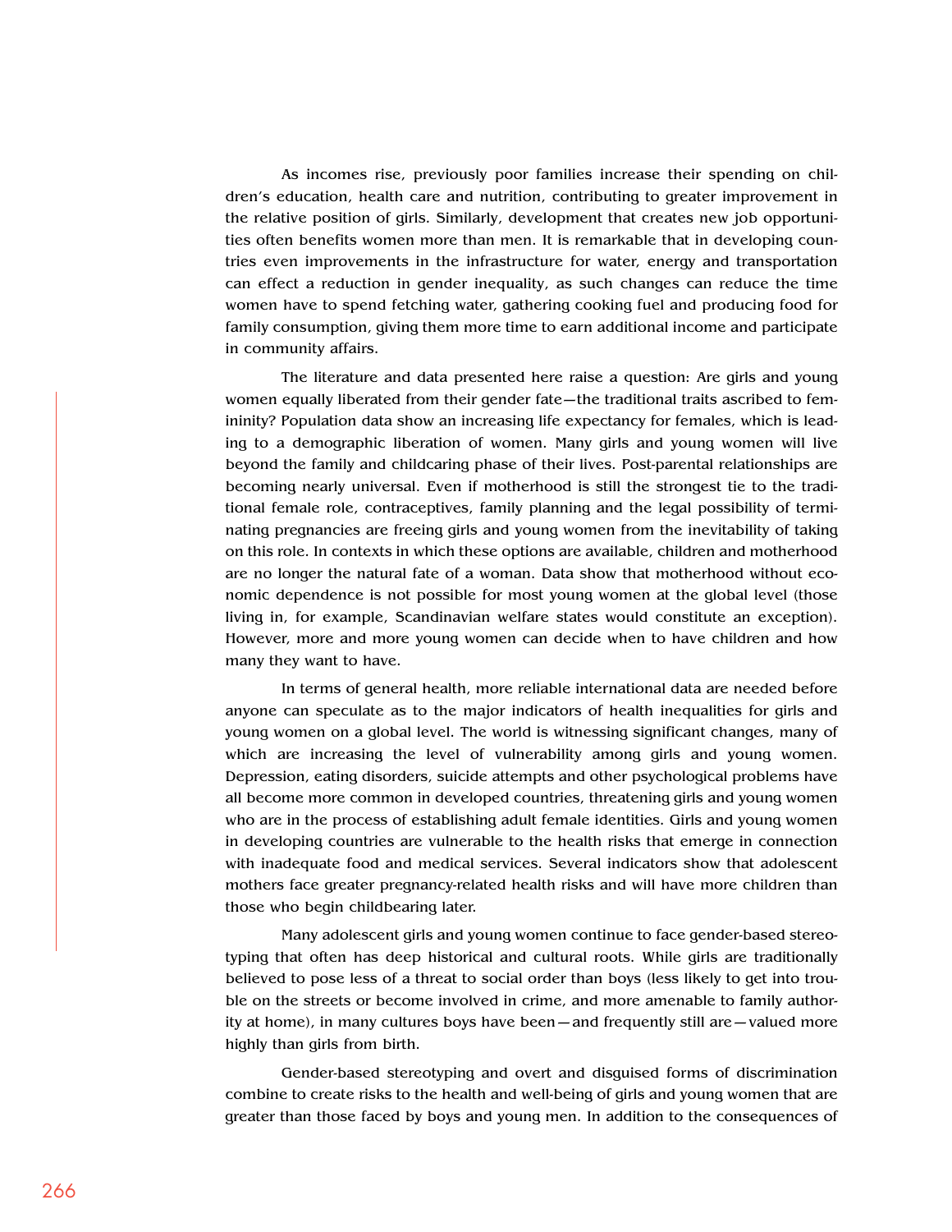As incomes rise, previously poor families increase their spending on children's education, health care and nutrition, contributing to greater improvement in the relative position of girls. Similarly, development that creates new job opportunities often benefits women more than men. It is remarkable that in developing countries even improvements in the infrastructure for water, energy and transportation can effect a reduction in gender inequality, as such changes can reduce the time women have to spend fetching water, gathering cooking fuel and producing food for family consumption, giving them more time to earn additional income and participate in community affairs.

The literature and data presented here raise a question: Are girls and young women equally liberated from their gender fate—the traditional traits ascribed to femininity? Population data show an increasing life expectancy for females, which is leading to a demographic liberation of women. Many girls and young women will live beyond the family and childcaring phase of their lives. Post-parental relationships are becoming nearly universal. Even if motherhood is still the strongest tie to the traditional female role, contraceptives, family planning and the legal possibility of terminating pregnancies are freeing girls and young women from the inevitability of taking on this role. In contexts in which these options are available, children and motherhood are no longer the natural fate of a woman. Data show that motherhood without economic dependence is not possible for most young women at the global level (those living in, for example, Scandinavian welfare states would constitute an exception). However, more and more young women can decide when to have children and how many they want to have.

In terms of general health, more reliable international data are needed before anyone can speculate as to the major indicators of health inequalities for girls and young women on a global level. The world is witnessing significant changes, many of which are increasing the level of vulnerability among girls and young women. Depression, eating disorders, suicide attempts and other psychological problems have all become more common in developed countries, threatening girls and young women who are in the process of establishing adult female identities. Girls and young women in developing countries are vulnerable to the health risks that emerge in connection with inadequate food and medical services. Several indicators show that adolescent mothers face greater pregnancy-related health risks and will have more children than those who begin childbearing later.

Many adolescent girls and young women continue to face gender-based stereotyping that often has deep historical and cultural roots. While girls are traditionally believed to pose less of a threat to social order than boys (less likely to get into trouble on the streets or become involved in crime, and more amenable to family authority at home), in many cultures boys have been—and frequently still are—valued more highly than girls from birth.

Gender-based stereotyping and overt and disguised forms of discrimination combine to create risks to the health and well-being of girls and young women that are greater than those faced by boys and young men. In addition to the consequences of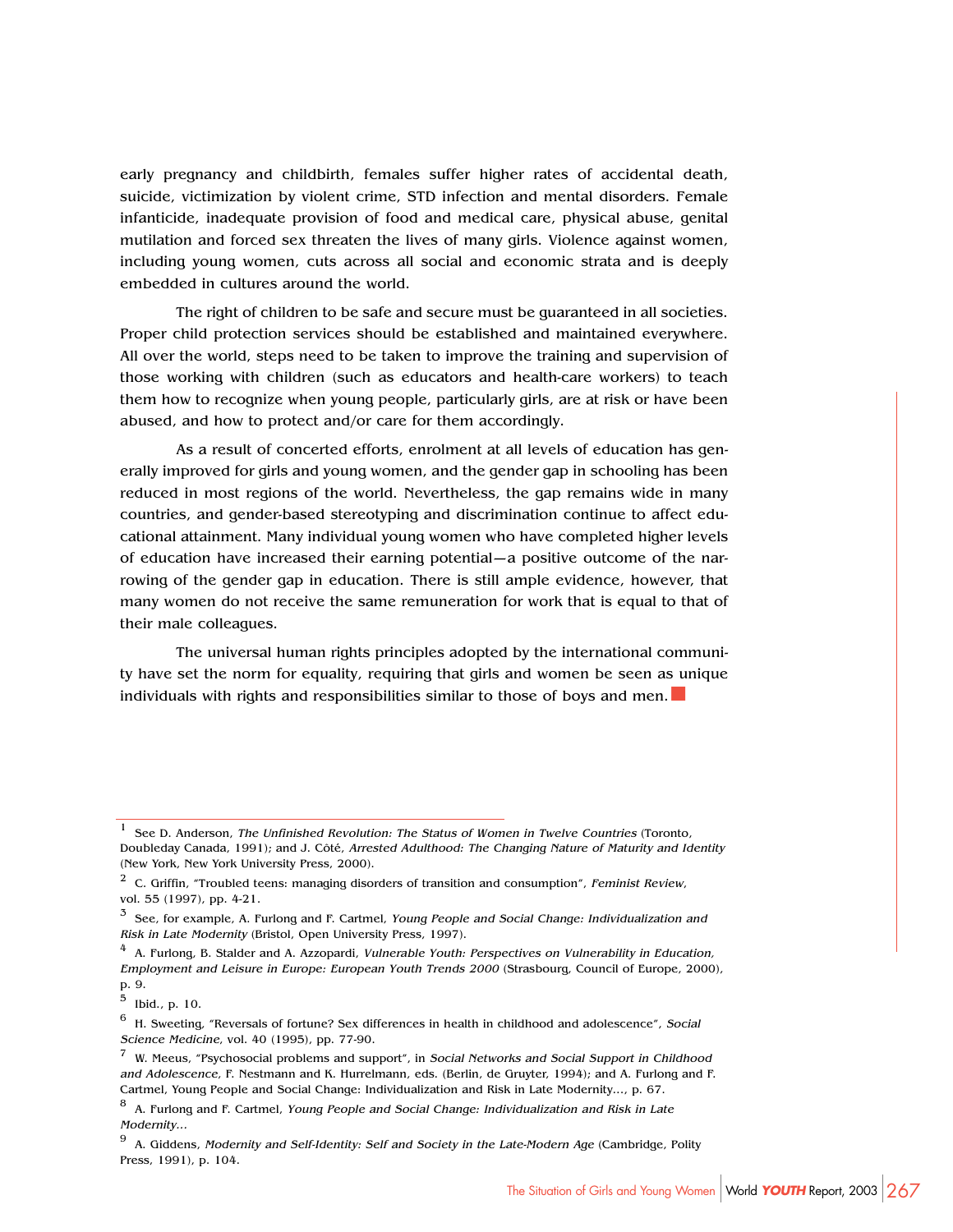early pregnancy and childbirth, females suffer higher rates of accidental death, suicide, victimization by violent crime, STD infection and mental disorders. Female infanticide, inadequate provision of food and medical care, physical abuse, genital mutilation and forced sex threaten the lives of many girls. Violence against women, including young women, cuts across all social and economic strata and is deeply embedded in cultures around the world.

The right of children to be safe and secure must be guaranteed in all societies. Proper child protection services should be established and maintained everywhere. All over the world, steps need to be taken to improve the training and supervision of those working with children (such as educators and health-care workers) to teach them how to recognize when young people, particularly girls, are at risk or have been abused, and how to protect and/or care for them accordingly.

As a result of concerted efforts, enrolment at all levels of education has generally improved for girls and young women, and the gender gap in schooling has been reduced in most regions of the world. Nevertheless, the gap remains wide in many countries, and gender-based stereotyping and discrimination continue to affect educational attainment. Many individual young women who have completed higher levels of education have increased their earning potential—a positive outcome of the narrowing of the gender gap in education. There is still ample evidence, however, that many women do not receive the same remuneration for work that is equal to that of their male colleagues.

The universal human rights principles adopted by the international community have set the norm for equality, requiring that girls and women be seen as unique individuals with rights and responsibilities similar to those of boys and men.

---

[1] See D. Anderson, *The Unfinished Revolution: The Status of Women in Twelve Countries* (Toronto, Doubleday Canada, 1991); and J. Côté, *Arrested Adulthood: The Changing Nature of Maturity and Identity* (New York, New York University Press, 2000).

[2] C. Griffin, "Troubled teens: managing disorders of transition and consumption", *Feminist Review*, vol. 55 (1997), pp. 4-21.

[3] See, for example, A. Furlong and F. Cartmel, *Young People and Social Change: Individualization and Risk in Late Modernity* (Bristol, Open University Press, 1997).

[4] A. Furlong, B. Stalder and A. Azzopardi, *Vulnerable Youth: Perspectives on Vulnerability in Education, Employment and Leisure in Europe: European Youth Trends 2000* (Strasbourg, Council of Europe, 2000), p. 9.

[5] Ibid., p. 10.

[6] H. Sweeting, "Reversals of fortune? Sex differences in health in childhood and adolescence", *Social Science Medicine*, vol. 40 (1995), pp. 77-90.

[7] W. Meeus, "Psychosocial problems and support", in *Social Networks and Social Support in Childhood and Adolescence*, F. Nestmann and K. Hurrelmann, eds. (Berlin, de Gruyter, 1994); and A. Furlong and F. Cartmel, Young People and Social Change: Individualization and Risk in Late Modernity…, p. 67.

[8] A. Furlong and F. Cartmel, *Young People and Social Change: Individualization and Risk in Late Modernity…*

[9] A. Giddens, *Modernity and Self-Identity: Self and Society in the Late-Modern Age* (Cambridge, Polity Press, 1991), p. 104.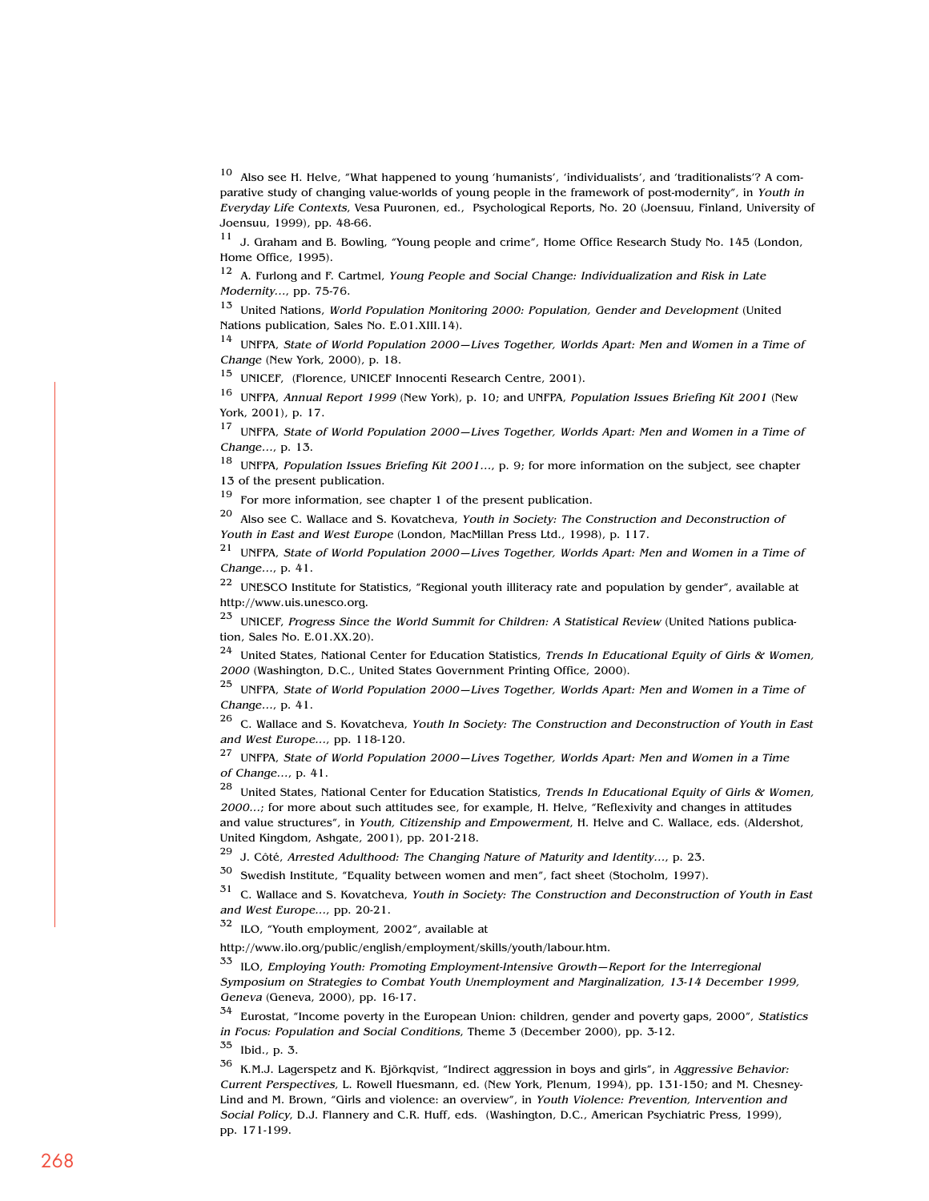[10] Also see H. Helve, "What happened to young 'humanists', 'individualists', and 'traditionalists'? A comparative study of changing value-worlds of young people in the framework of post-modernity", in *Youth in Everyday Life Contexts*, Vesa Puuronen, ed., Psychological Reports, No. 20 (Joensuu, Finland, University of Joensuu, 1999), pp. 48-66.

[11] J. Graham and B. Bowling, "Young people and crime", Home Office Research Study No. 145 (London, Home Office, 1995).

[12] A. Furlong and F. Cartmel, *Young People and Social Change: Individualization and Risk in Late Modernity...*, pp. 75-76.

[13] United Nations, *World Population Monitoring 2000: Population, Gender and Development* (United Nations publication, Sales No. E.01.XIII.14).

[14] UNFPA, *State of World Population 2000—Lives Together, Worlds Apart: Men and Women in a Time of Change* (New York, 2000), p. 18.

[15] UNICEF, (Florence, UNICEF Innocenti Research Centre, 2001).

[16] UNFPA, *Annual Report 1999* (New York), p. 10; and UNFPA, *Population Issues Briefing Kit 2001* (New York, 2001), p. 17.

[17] UNFPA, *State of World Population 2000—Lives Together, Worlds Apart: Men and Women in a Time of Change...*, p. 13.

[18] UNFPA, *Population Issues Briefing Kit 2001...*, p. 9; for more information on the subject, see chapter 13 of the present publication.

[19] For more information, see chapter 1 of the present publication.

[20] Also see C. Wallace and S. Kovatcheva, *Youth in Society: The Construction and Deconstruction of Youth in East and West Europe* (London, MacMillan Press Ltd., 1998), p. 117.

[21] UNFPA, *State of World Population 2000—Lives Together, Worlds Apart: Men and Women in a Time of Change...*, p. 41.

[22] UNESCO Institute for Statistics, "Regional youth illiteracy rate and population by gender", available at http://www.uis.unesco.org.

[23] UNICEF, *Progress Since the World Summit for Children: A Statistical Review* (United Nations publication, Sales No. E.01.XX.20).

[24] United States, National Center for Education Statistics, *Trends In Educational Equity of Girls & Women, 2000* (Washington, D.C., United States Government Printing Office, 2000).

[25] UNFPA, *State of World Population 2000—Lives Together, Worlds Apart: Men and Women in a Time of Change...*, p. 41.

[26] C. Wallace and S. Kovatcheva, *Youth In Society: The Construction and Deconstruction of Youth in East and West Europe...*, pp. 118-120.

[27] UNFPA, *State of World Population 2000—Lives Together, Worlds Apart: Men and Women in a Time of Change...*, p. 41.

[28] United States, National Center for Education Statistics, *Trends In Educational Equity of Girls & Women, 2000...*; for more about such attitudes see, for example, H. Helve, "Reflexivity and changes in attitudes and value structures", in *Youth, Citizenship and Empowerment*, H. Helve and C. Wallace, eds. (Aldershot, United Kingdom, Ashgate, 2001), pp. 201-218.

[29] J. Côté, *Arrested Adulthood: The Changing Nature of Maturity and Identity...*, p. 23.

[30] Swedish Institute, "Equality between women and men", fact sheet (Stocholm, 1997).

[31] C. Wallace and S. Kovatcheva, *Youth in Society: The Construction and Deconstruction of Youth in East and West Europe...*, pp. 20-21.

[32] ILO, "Youth employment, 2002", available at http://www.ilo.org/public/english/employment/skills/youth/labour.htm.

[33] ILO, *Employing Youth: Promoting Employment-Intensive Growth—Report for the Interregional Symposium on Strategies to Combat Youth Unemployment and Marginalization, 13-14 December 1999, Geneva* (Geneva, 2000), pp. 16-17.

[34] Eurostat, "Income poverty in the European Union: children, gender and poverty gaps, 2000", *Statistics in Focus: Population and Social Conditions*, Theme 3 (December 2000), pp. 3-12.

[35] Ibid., p. 3.

[36] K.M.J. Lagerspetz and K. Björkqvist, "Indirect aggression in boys and girls", in *Aggressive Behavior: Current Perspectives*, L. Rowell Huesmann, ed. (New York, Plenum, 1994), pp. 131-150; and M. Chesney-Lind and M. Brown, "Girls and violence: an overview", in *Youth Violence: Prevention, Intervention and Social Policy*, D.J. Flannery and C.R. Huff, eds. (Washington, D.C., American Psychiatric Press, 1999), pp. 171-199.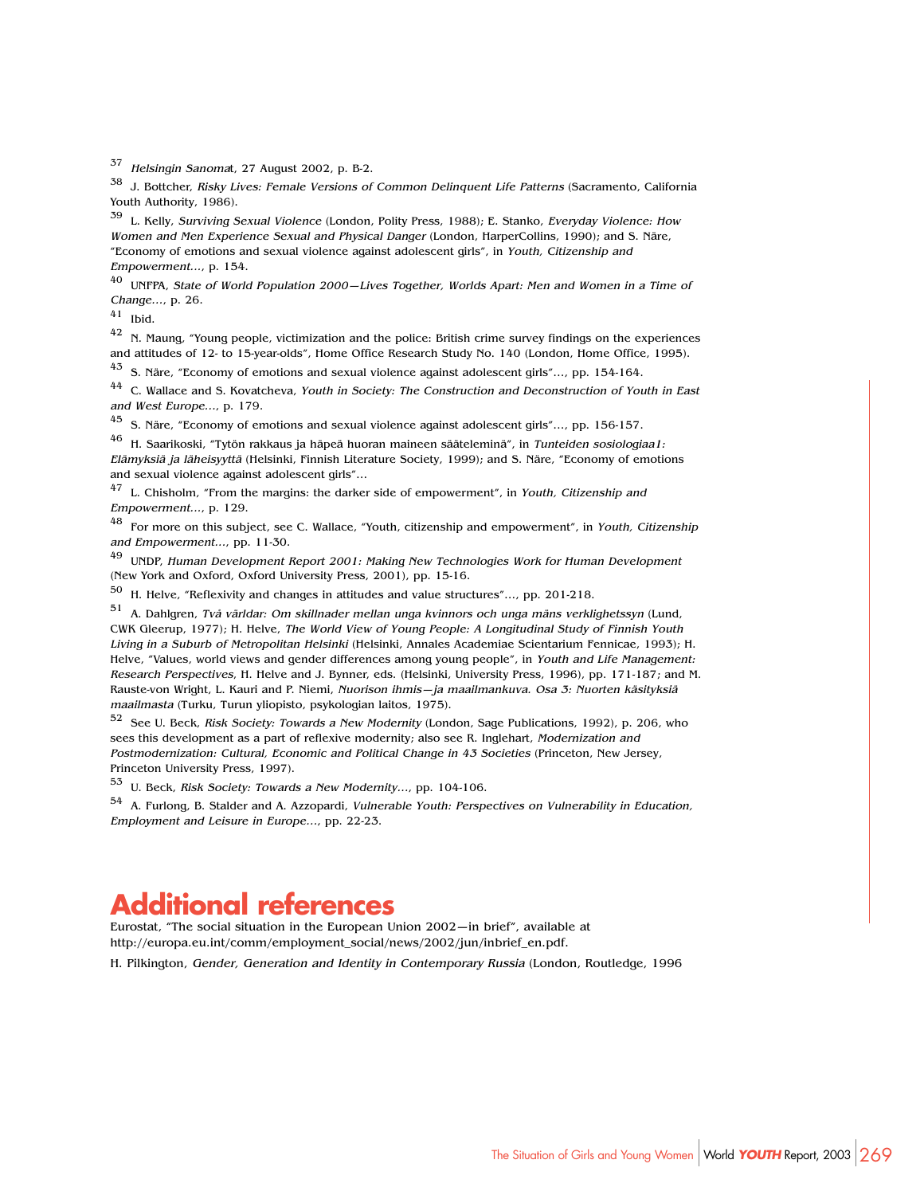[37] *Helsingin Sanomat*, 27 August 2002, p. B-2.

[38] J. Bottcher, *Risky Lives: Female Versions of Common Delinquent Life Patterns* (Sacramento, California Youth Authority, 1986).

[39] L. Kelly, *Surviving Sexual Violence* (London, Polity Press, 1988); E. Stanko, *Everyday Violence: How Women and Men Experience Sexual and Physical Danger* (London, HarperCollins, 1990); and S. Näre, "Economy of emotions and sexual violence against adolescent girls", in *Youth, Citizenship and Empowerment*…, p. 154.

[40] UNFPA, *State of World Population 2000—Lives Together, Worlds Apart: Men and Women in a Time of Change*…, p. 26.

[41] Ibid.

[42] N. Maung, "Young people, victimization and the police: British crime survey findings on the experiences and attitudes of 12- to 15-year-olds", Home Office Research Study No. 140 (London, Home Office, 1995).

[43] S. Näre, "Economy of emotions and sexual violence against adolescent girls"…, pp. 154-164.

[44] C. Wallace and S. Kovatcheva, *Youth in Society: The Construction and Deconstruction of Youth in East and West Europe*…, p. 179.

[45] S. Näre, "Economy of emotions and sexual violence against adolescent girls"…, pp. 156-157.

[46] H. Saarikoski, "Tytön rakkaus ja häpeä huoran maineen sääteleminä", in *Tunteiden sosiologiaa1: Elämyksiä ja läheisyyttä* (Helsinki, Finnish Literature Society, 1999); and S. Näre, "Economy of emotions and sexual violence against adolescent girls"…

[47] L. Chisholm, "From the margins: the darker side of empowerment", in *Youth, Citizenship and Empowerment*…, p. 129.

[48] For more on this subject, see C. Wallace, "Youth, citizenship and empowerment", in *Youth, Citizenship and Empowerment*…, pp. 11-30.

[49] UNDP, *Human Development Report 2001: Making New Technologies Work for Human Development* (New York and Oxford, Oxford University Press, 2001), pp. 15-16.

[50] H. Helve, "Reflexivity and changes in attitudes and value structures"…, pp. 201-218.

[51] A. Dahlgren, *Två världar: Om skillnader mellan unga kvinnors och unga mäns verklighetssyn* (Lund, CWK Gleerup, 1977); H. Helve, *The World View of Young People: A Longitudinal Study of Finnish Youth Living in a Suburb of Metropolitan Helsinki* (Helsinki, Annales Academiae Scientarium Fennicae, 1993); H. Helve, "Values, world views and gender differences among young people", in *Youth and Life Management: Research Perspectives*, H. Helve and J. Bynner, eds. (Helsinki, University Press, 1996), pp. 171-187; and M. Rauste-von Wright, L. Kauri and P. Niemi, *Nuorison ihmis—ja maailmankuva. Osa 3: Nuorten käsityksiä maailmasta* (Turku, Turun yliopisto, psykologian laitos, 1975).

[52] See U. Beck, *Risk Society: Towards a New Modernity* (London, Sage Publications, 1992), p. 206, who sees this development as a part of reflexive modernity; also see R. Inglehart, *Modernization and Postmodernization: Cultural, Economic and Political Change in 43 Societies* (Princeton, New Jersey, Princeton University Press, 1997).

[53] U. Beck, *Risk Society: Towards a New Modernity*…, pp. 104-106.

[54] A. Furlong, B. Stalder and A. Azzopardi, *Vulnerable Youth: Perspectives on Vulnerability in Education, Employment and Leisure in Europe*…, pp. 22-23.

# Additional references

Eurostat, "The social situation in the European Union 2002—in brief", available at http://europa.eu.int/comm/employment_social/news/2002/jun/inbrief_en.pdf.

H. Pilkington, *Gender, Generation and Identity in Contemporary Russia* (London, Routledge, 1996